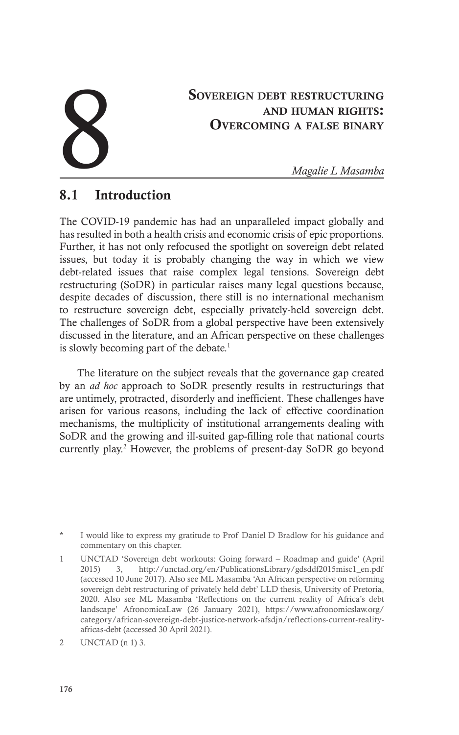# 8 Sovereign debt restructuring and human rights: Overcoming a false binary

*Magalie L Masamba*[*]

## 8.1 Introduction

The COVID-19 pandemic has had an unparalleled impact globally and has resulted in both a health crisis and economic crisis of epic proportions. Further, it has not only refocused the spotlight on sovereign debt related issues, but today it is probably changing the way in which we view debt-related issues that raise complex legal tensions. Sovereign debt restructuring (SoDR) in particular raises many legal questions because, despite decades of discussion, there still is no international mechanism to restructure sovereign debt, especially privately-held sovereign debt. The challenges of SoDR from a global perspective have been extensively discussed in the literature, and an African perspective on these challenges is slowly becoming part of the debate.[1]

The literature on the subject reveals that the governance gap created by an *ad hoc* approach to SoDR presently results in restructurings that are untimely, protracted, disorderly and inefficient. These challenges have arisen for various reasons, including the lack of effective coordination mechanisms, the multiplicity of institutional arrangements dealing with SoDR and the growing and ill-suited gap-filling role that national courts currently play.[2] However, the problems of present-day SoDR go beyond

---

\* I would like to express my gratitude to Prof Daniel D Bradlow for his guidance and commentary on this chapter.

1 UNCTAD 'Sovereign debt workouts: Going forward – Roadmap and guide' (April 2015) 3, http://unctad.org/en/PublicationsLibrary/gdsddf2015misc1_en.pdf (accessed 10 June 2017). Also see ML Masamba 'An African perspective on reforming sovereign debt restructuring of privately held debt' LLD thesis, University of Pretoria, 2020. Also see ML Masamba 'Reflections on the current reality of Africa's debt landscape' AfronomicaLaw (26 January 2021), https://www.afronomicslaw.org/category/african-sovereign-debt-justice-network-afsdjn/reflections-current-reality-africas-debt (accessed 30 April 2021).

2 UNCTAD (n 1) 3.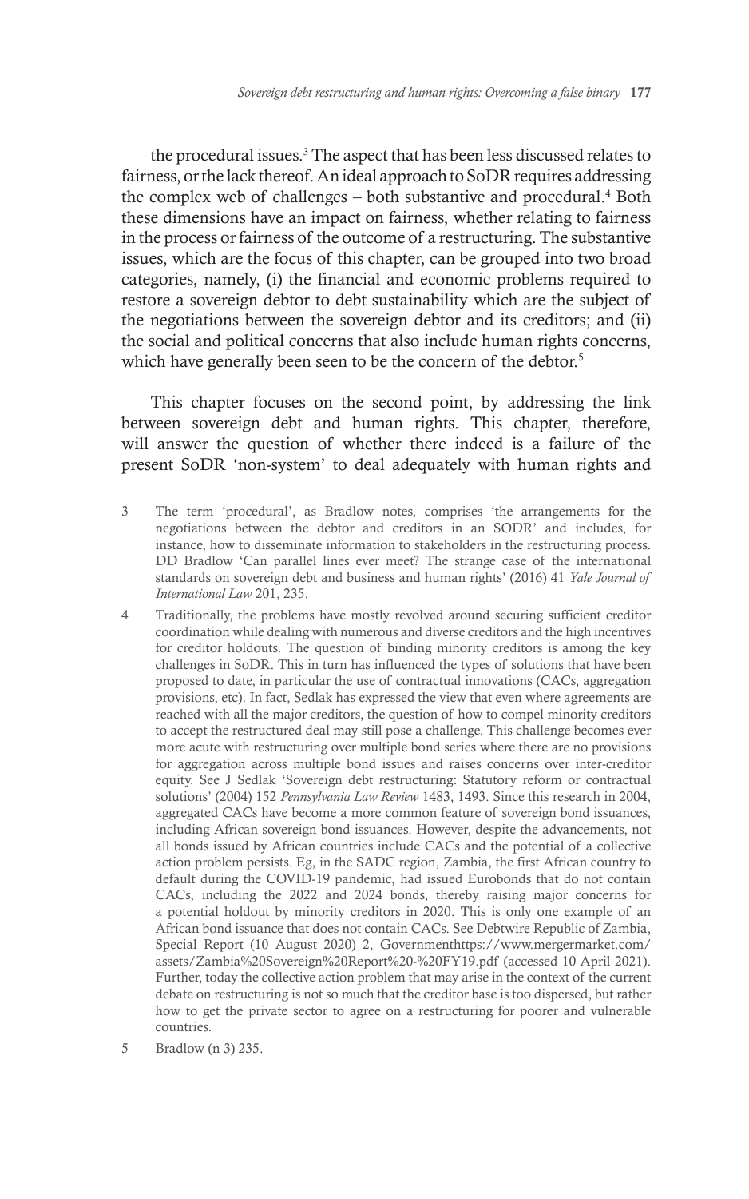the procedural issues.[3] The aspect that has been less discussed relates to fairness, or the lack thereof. An ideal approach to SoDR requires addressing the complex web of challenges – both substantive and procedural.[4] Both these dimensions have an impact on fairness, whether relating to fairness in the process or fairness of the outcome of a restructuring. The substantive issues, which are the focus of this chapter, can be grouped into two broad categories, namely, (i) the financial and economic problems required to restore a sovereign debtor to debt sustainability which are the subject of the negotiations between the sovereign debtor and its creditors; and (ii) the social and political concerns that also include human rights concerns, which have generally been seen to be the concern of the debtor.[5]

This chapter focuses on the second point, by addressing the link between sovereign debt and human rights. This chapter, therefore, will answer the question of whether there indeed is a failure of the present SoDR 'non-system' to deal adequately with human rights and

3 The term 'procedural', as Bradlow notes, comprises 'the arrangements for the negotiations between the debtor and creditors in an SODR' and includes, for instance, how to disseminate information to stakeholders in the restructuring process. DD Bradlow 'Can parallel lines ever meet? The strange case of the international standards on sovereign debt and business and human rights' (2016) 41 *Yale Journal of International Law* 201, 235.

4 Traditionally, the problems have mostly revolved around securing sufficient creditor coordination while dealing with numerous and diverse creditors and the high incentives for creditor holdouts. The question of binding minority creditors is among the key challenges in SoDR. This in turn has influenced the types of solutions that have been proposed to date, in particular the use of contractual innovations (CACs, aggregation provisions, etc). In fact, Sedlak has expressed the view that even where agreements are reached with all the major creditors, the question of how to compel minority creditors to accept the restructured deal may still pose a challenge. This challenge becomes ever more acute with restructuring over multiple bond series where there are no provisions for aggregation across multiple bond issues and raises concerns over inter-creditor equity. See J Sedlak 'Sovereign debt restructuring: Statutory reform or contractual solutions' (2004) 152 *Pennsylvania Law Review* 1483, 1493. Since this research in 2004, aggregated CACs have become a more common feature of sovereign bond issuances, including African sovereign bond issuances. However, despite the advancements, not all bonds issued by African countries include CACs and the potential of a collective action problem persists. Eg, in the SADC region, Zambia, the first African country to default during the COVID-19 pandemic, had issued Eurobonds that do not contain CACs, including the 2022 and 2024 bonds, thereby raising major concerns for a potential holdout by minority creditors in 2020. This is only one example of an African bond issuance that does not contain CACs. See Debtwire Republic of Zambia, Special Report (10 August 2020) 2, Governmenthttps://www.mergermarket.com/assets/Zambia%20Sovereign%20Report%20-%20FY19.pdf (accessed 10 April 2021). Further, today the collective action problem that may arise in the context of the current debate on restructuring is not so much that the creditor base is too dispersed, but rather how to get the private sector to agree on a restructuring for poorer and vulnerable countries.

5 Bradlow (n 3) 235.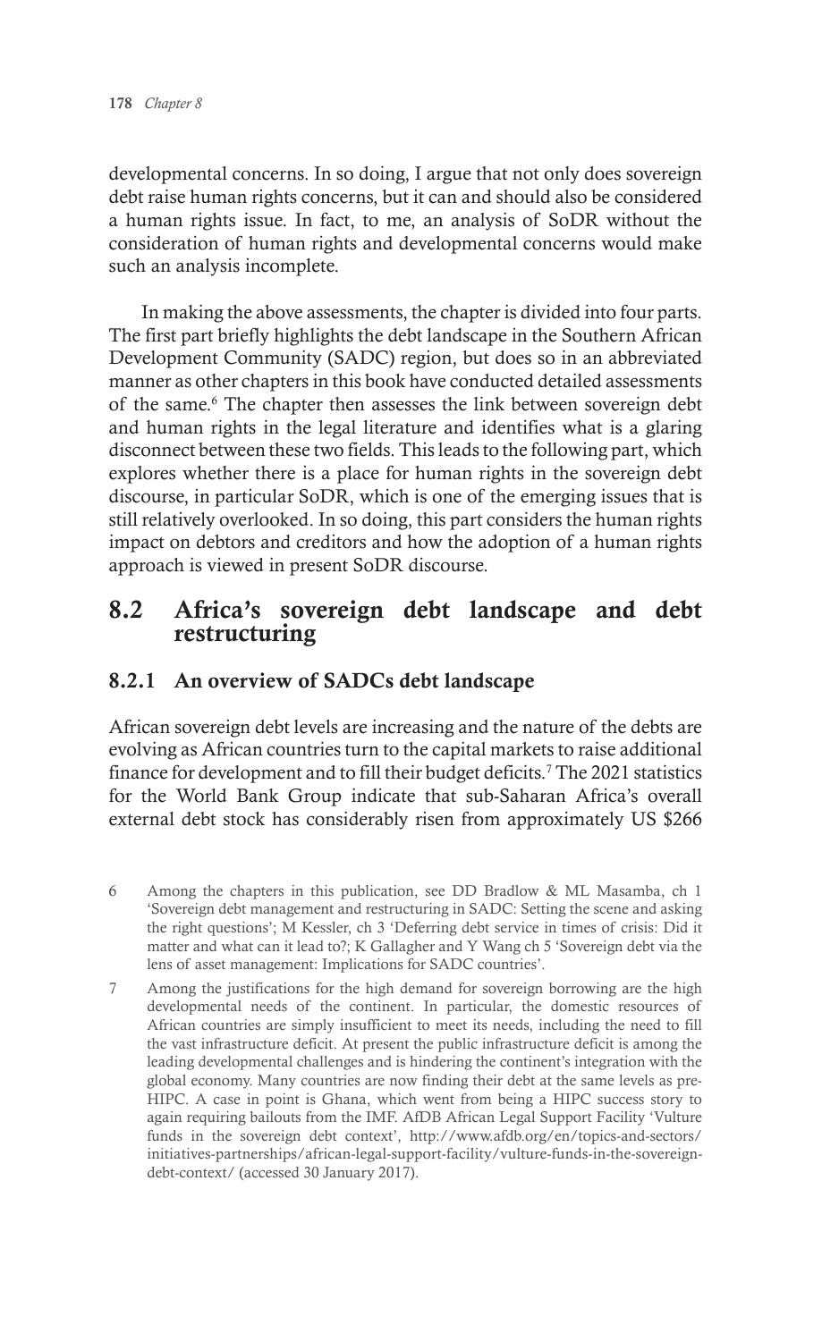developmental concerns. In so doing, I argue that not only does sovereign debt raise human rights concerns, but it can and should also be considered a human rights issue. In fact, to me, an analysis of SoDR without the consideration of human rights and developmental concerns would make such an analysis incomplete.

In making the above assessments, the chapter is divided into four parts. The first part briefly highlights the debt landscape in the Southern African Development Community (SADC) region, but does so in an abbreviated manner as other chapters in this book have conducted detailed assessments of the same.[6] The chapter then assesses the link between sovereign debt and human rights in the legal literature and identifies what is a glaring disconnect between these two fields. This leads to the following part, which explores whether there is a place for human rights in the sovereign debt discourse, in particular SoDR, which is one of the emerging issues that is still relatively overlooked. In so doing, this part considers the human rights impact on debtors and creditors and how the adoption of a human rights approach is viewed in present SoDR discourse.

## 8.2 Africa's sovereign debt landscape and debt restructuring

### 8.2.1 An overview of SADCs debt landscape

African sovereign debt levels are increasing and the nature of the debts are evolving as African countries turn to the capital markets to raise additional finance for development and to fill their budget deficits.[7] The 2021 statistics for the World Bank Group indicate that sub-Saharan Africa's overall external debt stock has considerably risen from approximately US $266

---

6 Among the chapters in this publication, see DD Bradlow & ML Masamba, ch 1 'Sovereign debt management and restructuring in SADC: Setting the scene and asking the right questions'; M Kessler, ch 3 'Deferring debt service in times of crisis: Did it matter and what can it lead to?; K Gallagher and Y Wang ch 5 'Sovereign debt via the lens of asset management: Implications for SADC countries'.

7 Among the justifications for the high demand for sovereign borrowing are the high developmental needs of the continent. In particular, the domestic resources of African countries are simply insufficient to meet its needs, including the need to fill the vast infrastructure deficit. At present the public infrastructure deficit is among the leading developmental challenges and is hindering the continent's integration with the global economy. Many countries are now finding their debt at the same levels as pre-HIPC. A case in point is Ghana, which went from being a HIPC success story to again requiring bailouts from the IMF. AfDB African Legal Support Facility 'Vulture funds in the sovereign debt context', http://www.afdb.org/en/topics-and-sectors/initiatives-partnerships/african-legal-support-facility/vulture-funds-in-the-sovereign-debt-context/ (accessed 30 January 2017).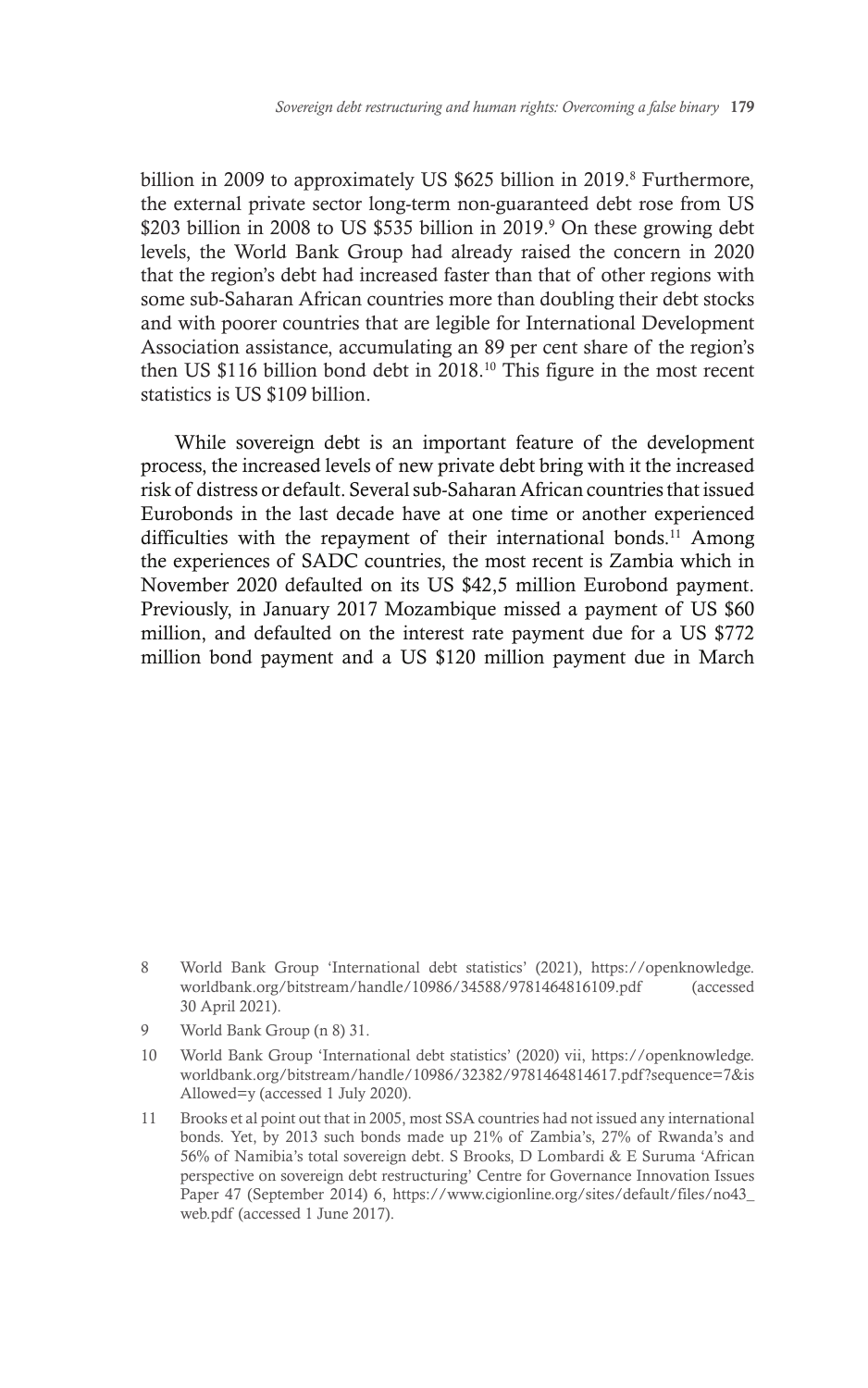billion in 2009 to approximately US $625 billion in 2019.[8] Furthermore, the external private sector long-term non-guaranteed debt rose from US $203 billion in 2008 to US $535 billion in 2019.[9] On these growing debt levels, the World Bank Group had already raised the concern in 2020 that the region's debt had increased faster than that of other regions with some sub-Saharan African countries more than doubling their debt stocks and with poorer countries that are legible for International Development Association assistance, accumulating an 89 per cent share of the region's then US $116 billion bond debt in 2018.[10] This figure in the most recent statistics is US $109 billion.

While sovereign debt is an important feature of the development process, the increased levels of new private debt bring with it the increased risk of distress or default. Several sub-Saharan African countries that issued Eurobonds in the last decade have at one time or another experienced difficulties with the repayment of their international bonds.[11] Among the experiences of SADC countries, the most recent is Zambia which in November 2020 defaulted on its US $42,5 million Eurobond payment. Previously, in January 2017 Mozambique missed a payment of US $60 million, and defaulted on the interest rate payment due for a US $772 million bond payment and a US $120 million payment due in March

---

8 World Bank Group 'International debt statistics' (2021), https://openknowledge.worldbank.org/bitstream/handle/10986/34588/9781464816109.pdf (accessed 30 April 2021).

9 World Bank Group (n 8) 31.

10 World Bank Group 'International debt statistics' (2020) vii, https://openknowledge.worldbank.org/bitstream/handle/10986/32382/9781464814617.pdf?sequence=7&isAllowed=y (accessed 1 July 2020).

11 Brooks et al point out that in 2005, most SSA countries had not issued any international bonds. Yet, by 2013 such bonds made up 21% of Zambia's, 27% of Rwanda's and 56% of Namibia's total sovereign debt. S Brooks, D Lombardi & E Suruma 'African perspective on sovereign debt restructuring' Centre for Governance Innovation Issues Paper 47 (September 2014) 6, https://www.cigionline.org/sites/default/files/no43_web.pdf (accessed 1 June 2017).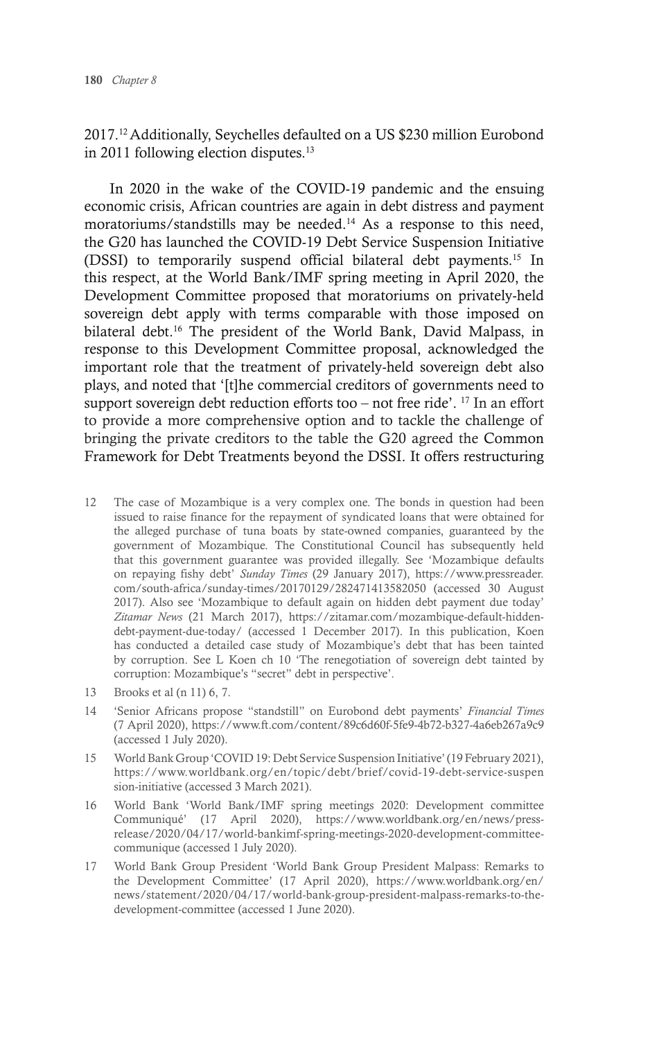2017.[12] Additionally, Seychelles defaulted on a US $230 million Eurobond in 2011 following election disputes.[13]

In 2020 in the wake of the COVID-19 pandemic and the ensuing economic crisis, African countries are again in debt distress and payment moratoriums/standstills may be needed.[14] As a response to this need, the G20 has launched the COVID-19 Debt Service Suspension Initiative (DSSI) to temporarily suspend official bilateral debt payments.[15] In this respect, at the World Bank/IMF spring meeting in April 2020, the Development Committee proposed that moratoriums on privately-held sovereign debt apply with terms comparable with those imposed on bilateral debt.[16] The president of the World Bank, David Malpass, in response to this Development Committee proposal, acknowledged the important role that the treatment of privately-held sovereign debt also plays, and noted that '[t]he commercial creditors of governments need to support sovereign debt reduction efforts too – not free ride'. [17] In an effort to provide a more comprehensive option and to tackle the challenge of bringing the private creditors to the table the G20 agreed the Common Framework for Debt Treatments beyond the DSSI. It offers restructuring

12 The case of Mozambique is a very complex one. The bonds in question had been issued to raise finance for the repayment of syndicated loans that were obtained for the alleged purchase of tuna boats by state-owned companies, guaranteed by the government of Mozambique. The Constitutional Council has subsequently held that this government guarantee was provided illegally. See 'Mozambique defaults on repaying fishy debt' *Sunday Times* (29 January 2017), https://www.pressreader.com/south-africa/sunday-times/20170129/282471413582050 (accessed 30 August 2017). Also see 'Mozambique to default again on hidden debt payment due today' *Zitamar News* (21 March 2017), https://zitamar.com/mozambique-default-hidden-debt-payment-due-today/ (accessed 1 December 2017). In this publication, Koen has conducted a detailed case study of Mozambique's debt that has been tainted by corruption. See L Koen ch 10 'The renegotiation of sovereign debt tainted by corruption: Mozambique's "secret" debt in perspective'.

13 Brooks et al (n 11) 6, 7.

14 'Senior Africans propose "standstill" on Eurobond debt payments' *Financial Times* (7 April 2020), https://www.ft.com/content/89c6d60f-5fe9-4b72-b327-4a6eb267a9c9 (accessed 1 July 2020).

15 World Bank Group 'COVID 19: Debt Service Suspension Initiative' (19 February 2021), https://www.worldbank.org/en/topic/debt/brief/covid-19-debt-service-suspension-initiative (accessed 3 March 2021).

16 World Bank 'World Bank/IMF spring meetings 2020: Development committee Communiqué' (17 April 2020), https://www.worldbank.org/en/news/press-release/2020/04/17/world-bankimf-spring-meetings-2020-development-committee-communique (accessed 1 July 2020).

17 World Bank Group President 'World Bank Group President Malpass: Remarks to the Development Committee' (17 April 2020), https://www.worldbank.org/en/news/statement/2020/04/17/world-bank-group-president-malpass-remarks-to-the-development-committee (accessed 1 June 2020).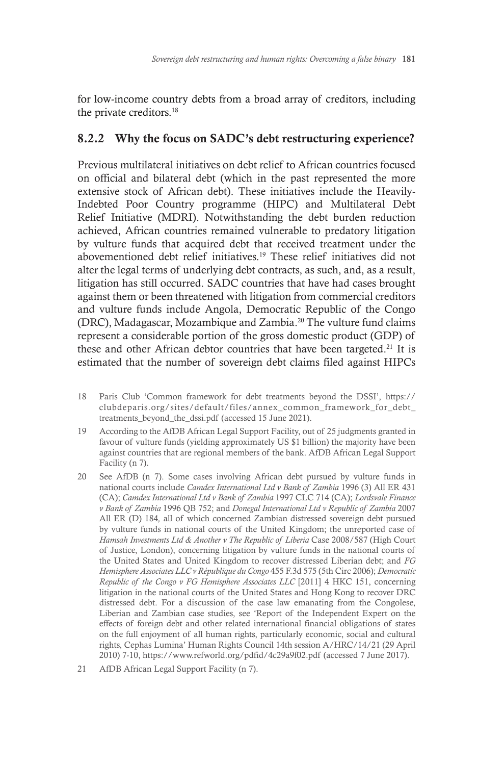for low-income country debts from a broad array of creditors, including the private creditors.[18]

### 8.2.2 Why the focus on SADC's debt restructuring experience?

Previous multilateral initiatives on debt relief to African countries focused on official and bilateral debt (which in the past represented the more extensive stock of African debt). These initiatives include the Heavily-Indebted Poor Country programme (HIPC) and Multilateral Debt Relief Initiative (MDRI). Notwithstanding the debt burden reduction achieved, African countries remained vulnerable to predatory litigation by vulture funds that acquired debt that received treatment under the abovementioned debt relief initiatives.[19] These relief initiatives did not alter the legal terms of underlying debt contracts, as such, and, as a result, litigation has still occurred. SADC countries that have had cases brought against them or been threatened with litigation from commercial creditors and vulture funds include Angola, Democratic Republic of the Congo (DRC), Madagascar, Mozambique and Zambia.[20] The vulture fund claims represent a considerable portion of the gross domestic product (GDP) of these and other African debtor countries that have been targeted.[21] It is estimated that the number of sovereign debt claims filed against HIPCs

---

18 Paris Club 'Common framework for debt treatments beyond the DSSI', https://clubdeparis.org/sites/default/files/annex_common_framework_for_debt_treatments_beyond_the_dssi.pdf (accessed 15 June 2021).

19 According to the AfDB African Legal Support Facility, out of 25 judgments granted in favour of vulture funds (yielding approximately US $1 billion) the majority have been against countries that are regional members of the bank. AfDB African Legal Support Facility (n 7).

20 See AfDB (n 7). Some cases involving African debt pursued by vulture funds in national courts include *Camdex International Ltd v Bank of Zambia* 1996 (3) All ER 431 (CA); *Camdex International Ltd v Bank of Zambia* 1997 CLC 714 (CA); *Lordsvale Finance v Bank of Zambia* 1996 QB 752; and *Donegal International Ltd v Republic of Zambia* 2007 All ER (D) 184*,* all of which concerned Zambian distressed sovereign debt pursued by vulture funds in national courts of the United Kingdom; the unreported case of *Hamsah Investments Ltd & Another v The Republic of Liberia* Case 2008/587 (High Court of Justice, London), concerning litigation by vulture funds in the national courts of the United States and United Kingdom to recover distressed Liberian debt; and *FG Hemisphere Associates LLC v République du Congo* 455 F.3d 575 (5th Circ 2006); *Democratic Republic of the Congo v FG Hemisphere Associates LLC* [2011] 4 HKC 151, concerning litigation in the national courts of the United States and Hong Kong to recover DRC distressed debt. For a discussion of the case law emanating from the Congolese, Liberian and Zambian case studies, see 'Report of the Independent Expert on the effects of foreign debt and other related international financial obligations of states on the full enjoyment of all human rights, particularly economic, social and cultural rights, Cephas Lumina' Human Rights Council 14th session A/HRC/14/21 (29 April 2010) 7-10, https://www.refworld.org/pdfid/4c29a9f02.pdf (accessed 7 June 2017).

21 AfDB African Legal Support Facility (n 7).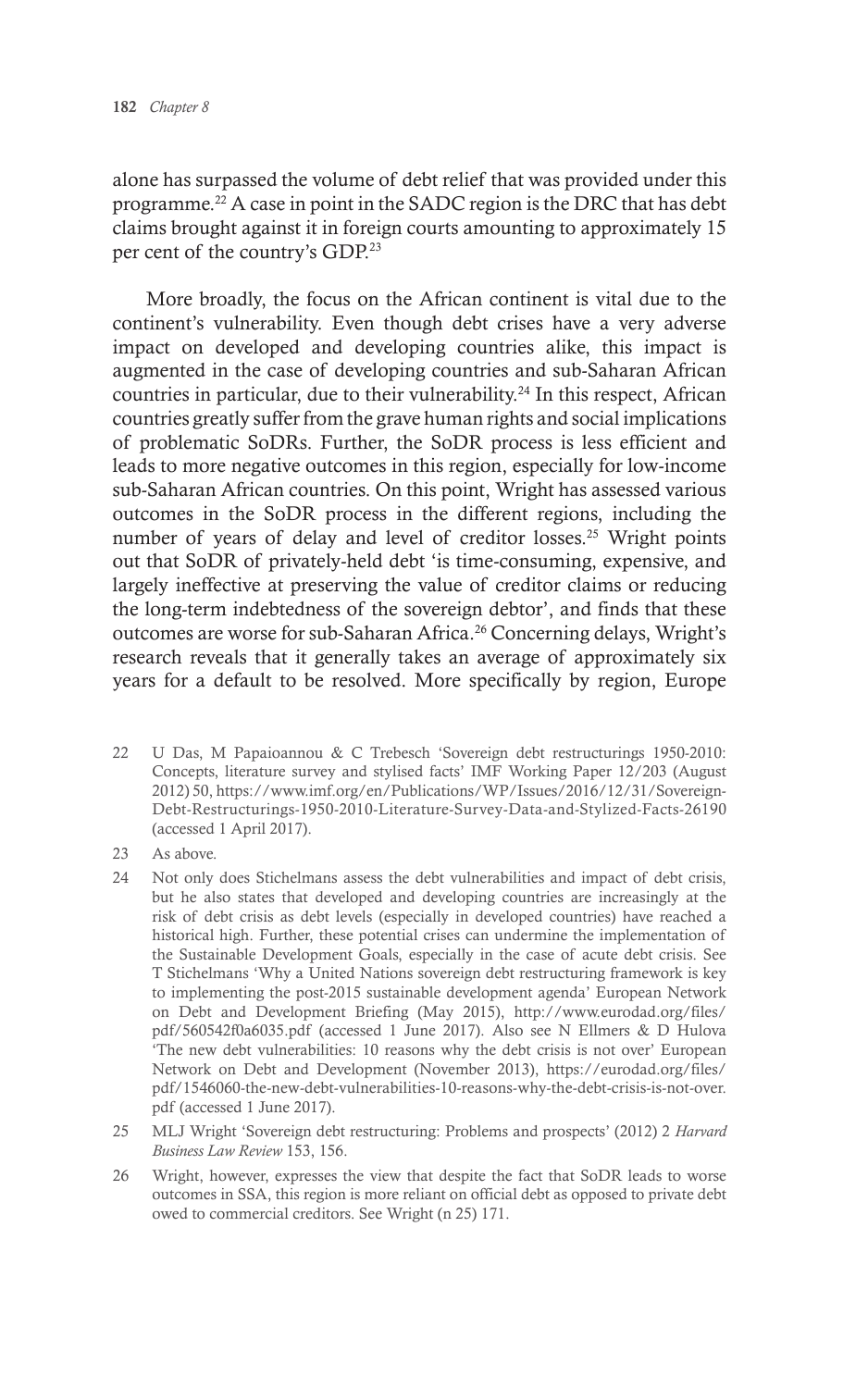alone has surpassed the volume of debt relief that was provided under this programme.[22] A case in point in the SADC region is the DRC that has debt claims brought against it in foreign courts amounting to approximately 15 per cent of the country's GDP.[23]

More broadly, the focus on the African continent is vital due to the continent's vulnerability. Even though debt crises have a very adverse impact on developed and developing countries alike, this impact is augmented in the case of developing countries and sub-Saharan African countries in particular, due to their vulnerability.[24] In this respect, African countries greatly suffer from the grave human rights and social implications of problematic SoDRs. Further, the SoDR process is less efficient and leads to more negative outcomes in this region, especially for low-income sub-Saharan African countries. On this point, Wright has assessed various outcomes in the SoDR process in the different regions, including the number of years of delay and level of creditor losses.[25] Wright points out that SoDR of privately-held debt 'is time-consuming, expensive, and largely ineffective at preserving the value of creditor claims or reducing the long-term indebtedness of the sovereign debtor', and finds that these outcomes are worse for sub-Saharan Africa.[26] Concerning delays, Wright's research reveals that it generally takes an average of approximately six years for a default to be resolved. More specifically by region, Europe

22 U Das, M Papaioannou & C Trebesch 'Sovereign debt restructurings 1950-2010: Concepts, literature survey and stylised facts' IMF Working Paper 12/203 (August 2012) 50, https://www.imf.org/en/Publications/WP/Issues/2016/12/31/Sovereign-Debt-Restructurings-1950-2010-Literature-Survey-Data-and-Stylized-Facts-26190 (accessed 1 April 2017).

23 As above.

24 Not only does Stichelmans assess the debt vulnerabilities and impact of debt crisis, but he also states that developed and developing countries are increasingly at the risk of debt crisis as debt levels (especially in developed countries) have reached a historical high. Further, these potential crises can undermine the implementation of the Sustainable Development Goals, especially in the case of acute debt crisis. See T Stichelmans 'Why a United Nations sovereign debt restructuring framework is key to implementing the post-2015 sustainable development agenda' European Network on Debt and Development Briefing (May 2015), http://www.eurodad.org/files/pdf/560542f0a6035.pdf (accessed 1 June 2017). Also see N Ellmers & D Hulova 'The new debt vulnerabilities: 10 reasons why the debt crisis is not over' European Network on Debt and Development (November 2013), https://eurodad.org/files/pdf/1546060-the-new-debt-vulnerabilities-10-reasons-why-the-debt-crisis-is-not-over.pdf (accessed 1 June 2017).

25 MLJ Wright 'Sovereign debt restructuring: Problems and prospects' (2012) 2 *Harvard Business Law Review* 153, 156.

26 Wright, however, expresses the view that despite the fact that SoDR leads to worse outcomes in SSA, this region is more reliant on official debt as opposed to private debt owed to commercial creditors. See Wright (n 25) 171.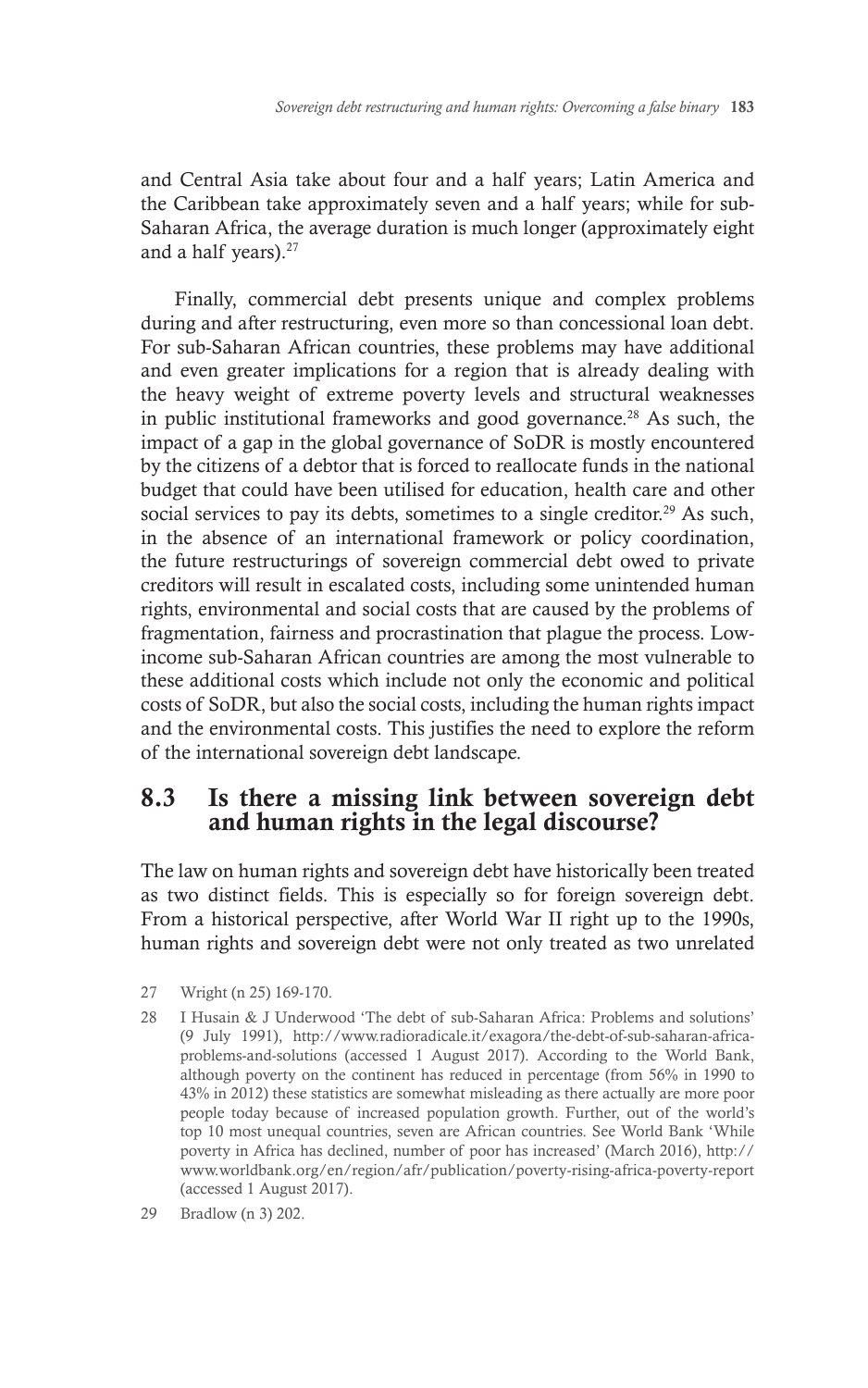and Central Asia take about four and a half years; Latin America and the Caribbean take approximately seven and a half years; while for sub-Saharan Africa, the average duration is much longer (approximately eight and a half years).[27]

Finally, commercial debt presents unique and complex problems during and after restructuring, even more so than concessional loan debt. For sub-Saharan African countries, these problems may have additional and even greater implications for a region that is already dealing with the heavy weight of extreme poverty levels and structural weaknesses in public institutional frameworks and good governance.[28] As such, the impact of a gap in the global governance of SoDR is mostly encountered by the citizens of a debtor that is forced to reallocate funds in the national budget that could have been utilised for education, health care and other social services to pay its debts, sometimes to a single creditor.[29] As such, in the absence of an international framework or policy coordination, the future restructurings of sovereign commercial debt owed to private creditors will result in escalated costs, including some unintended human rights, environmental and social costs that are caused by the problems of fragmentation, fairness and procrastination that plague the process. Low-income sub-Saharan African countries are among the most vulnerable to these additional costs which include not only the economic and political costs of SoDR, but also the social costs, including the human rights impact and the environmental costs. This justifies the need to explore the reform of the international sovereign debt landscape.

## 8.3 Is there a missing link between sovereign debt and human rights in the legal discourse?

The law on human rights and sovereign debt have historically been treated as two distinct fields. This is especially so for foreign sovereign debt. From a historical perspective, after World War II right up to the 1990s, human rights and sovereign debt were not only treated as two unrelated

27 Wright (n 25) 169-170.

28 I Husain & J Underwood 'The debt of sub-Saharan Africa: Problems and solutions' (9 July 1991), http://www.radioradicale.it/exagora/the-debt-of-sub-saharan-africa-problems-and-solutions (accessed 1 August 2017). According to the World Bank, although poverty on the continent has reduced in percentage (from 56% in 1990 to 43% in 2012) these statistics are somewhat misleading as there actually are more poor people today because of increased population growth. Further, out of the world's top 10 most unequal countries, seven are African countries. See World Bank 'While poverty in Africa has declined, number of poor has increased' (March 2016), http://www.worldbank.org/en/region/afr/publication/poverty-rising-africa-poverty-report (accessed 1 August 2017).

29 Bradlow (n 3) 202.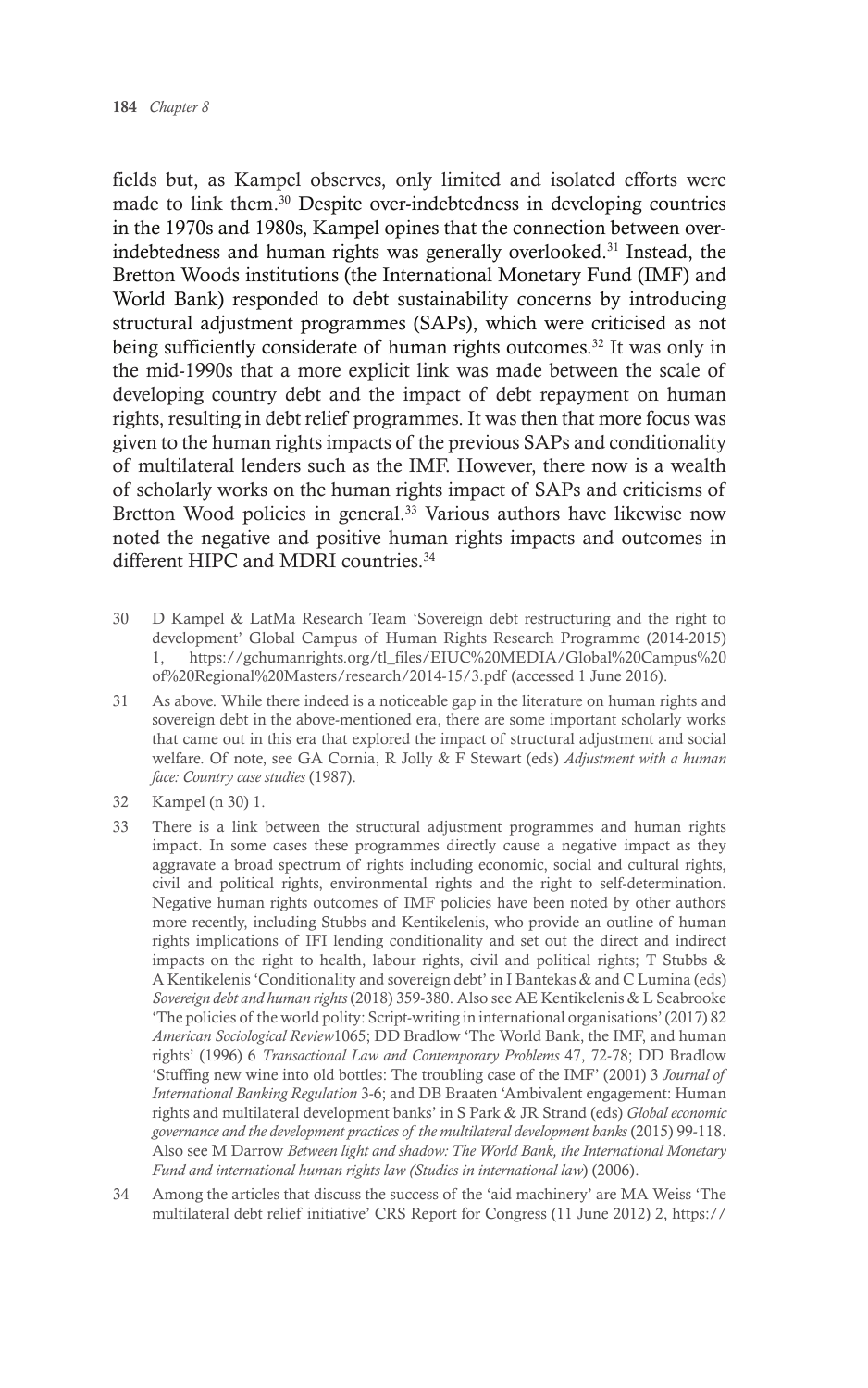fields but, as Kampel observes, only limited and isolated efforts were made to link them.[30] Despite over-indebtedness in developing countries in the 1970s and 1980s, Kampel opines that the connection between over-indebtedness and human rights was generally overlooked.[31] Instead, the Bretton Woods institutions (the International Monetary Fund (IMF) and World Bank) responded to debt sustainability concerns by introducing structural adjustment programmes (SAPs), which were criticised as not being sufficiently considerate of human rights outcomes.[32] It was only in the mid-1990s that a more explicit link was made between the scale of developing country debt and the impact of debt repayment on human rights, resulting in debt relief programmes. It was then that more focus was given to the human rights impacts of the previous SAPs and conditionality of multilateral lenders such as the IMF. However, there now is a wealth of scholarly works on the human rights impact of SAPs and criticisms of Bretton Wood policies in general.[33] Various authors have likewise now noted the negative and positive human rights impacts and outcomes in different HIPC and MDRI countries.[34]

30 D Kampel & LatMa Research Team 'Sovereign debt restructuring and the right to development' Global Campus of Human Rights Research Programme (2014-2015) 1, https://gchumanrights.org/tl_files/EIUC%20MEDIA/Global%20Campus%20of%20Regional%20Masters/research/2014-15/3.pdf (accessed 1 June 2016).

31 As above. While there indeed is a noticeable gap in the literature on human rights and sovereign debt in the above-mentioned era, there are some important scholarly works that came out in this era that explored the impact of structural adjustment and social welfare. Of note, see GA Cornia, R Jolly & F Stewart (eds) *Adjustment with a human face: Country case studies* (1987).

32 Kampel (n 30) 1.

33 There is a link between the structural adjustment programmes and human rights impact. In some cases these programmes directly cause a negative impact as they aggravate a broad spectrum of rights including economic, social and cultural rights, civil and political rights, environmental rights and the right to self-determination. Negative human rights outcomes of IMF policies have been noted by other authors more recently, including Stubbs and Kentikelenis, who provide an outline of human rights implications of IFI lending conditionality and set out the direct and indirect impacts on the right to health, labour rights, civil and political rights; T Stubbs & A Kentikelenis 'Conditionality and sovereign debt' in I Bantekas & and C Lumina (eds) *Sovereign debt and human rights* (2018) 359-380. Also see AE Kentikelenis & L Seabrooke 'The policies of the world polity: Script-writing in international organisations' (2017) 82 *American Sociological Review*1065; DD Bradlow 'The World Bank, the IMF, and human rights' (1996) 6 *Transactional Law and Contemporary Problems* 47, 72-78; DD Bradlow 'Stuffing new wine into old bottles: The troubling case of the IMF' (2001) 3 *Journal of International Banking Regulation* 3-6; and DB Braaten 'Ambivalent engagement: Human rights and multilateral development banks' in S Park & JR Strand (eds) *Global economic governance and the development practices of the multilateral development banks* (2015) 99-118. Also see M Darrow *Between light and shadow: The World Bank, the International Monetary Fund and international human rights law (Studies in international law*) (2006).

34 Among the articles that discuss the success of the 'aid machinery' are MA Weiss 'The multilateral debt relief initiative' CRS Report for Congress (11 June 2012) 2, https://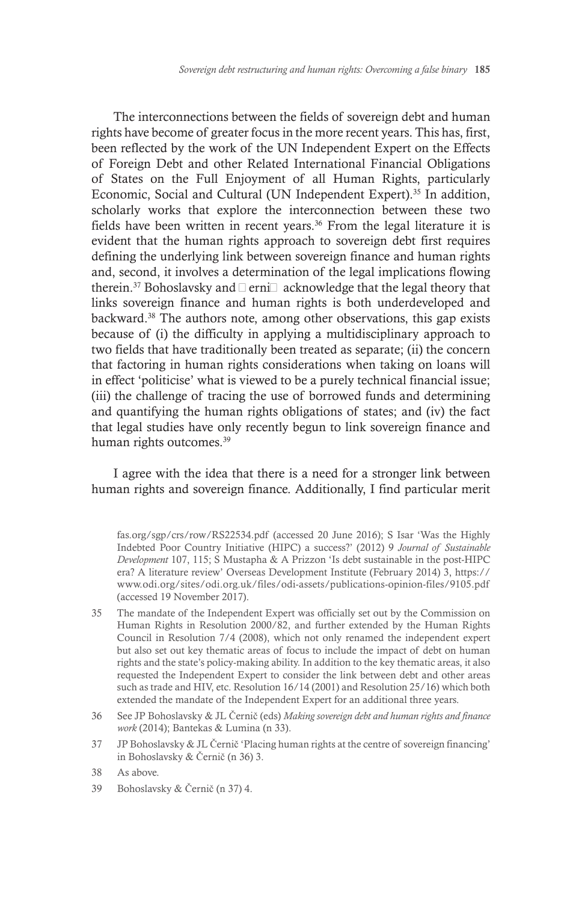The interconnections between the fields of sovereign debt and human rights have become of greater focus in the more recent years. This has, first, been reflected by the work of the UN Independent Expert on the Effects of Foreign Debt and other Related International Financial Obligations of States on the Full Enjoyment of all Human Rights, particularly Economic, Social and Cultural (UN Independent Expert).[35] In addition, scholarly works that explore the interconnection between these two fields have been written in recent years.[36] From the legal literature it is evident that the human rights approach to sovereign debt first requires defining the underlying link between sovereign finance and human rights and, second, it involves a determination of the legal implications flowing therein.[37] Bohoslavsky and Černič acknowledge that the legal theory that links sovereign finance and human rights is both underdeveloped and backward.[38] The authors note, among other observations, this gap exists because of (i) the difficulty in applying a multidisciplinary approach to two fields that have traditionally been treated as separate; (ii) the concern that factoring in human rights considerations when taking on loans will in effect 'politicise' what is viewed to be a purely technical financial issue; (iii) the challenge of tracing the use of borrowed funds and determining and quantifying the human rights obligations of states; and (iv) the fact that legal studies have only recently begun to link sovereign finance and human rights outcomes.[39]

I agree with the idea that there is a need for a stronger link between human rights and sovereign finance. Additionally, I find particular merit

fas.org/sgp/crs/row/RS22534.pdf (accessed 20 June 2016); S Isar 'Was the Highly Indebted Poor Country Initiative (HIPC) a success?' (2012) 9 *Journal of Sustainable Development* 107, 115; S Mustapha & A Prizzon 'Is debt sustainable in the post-HIPC era? A literature review' Overseas Development Institute (February 2014) 3, https://www.odi.org/sites/odi.org.uk/files/odi-assets/publications-opinion-files/9105.pdf (accessed 19 November 2017).

35 The mandate of the Independent Expert was officially set out by the Commission on Human Rights in Resolution 2000/82, and further extended by the Human Rights Council in Resolution 7/4 (2008), which not only renamed the independent expert but also set out key thematic areas of focus to include the impact of debt on human rights and the state's policy-making ability. In addition to the key thematic areas, it also requested the Independent Expert to consider the link between debt and other areas such as trade and HIV, etc. Resolution 16/14 (2001) and Resolution 25/16) which both extended the mandate of the Independent Expert for an additional three years.

36 See JP Bohoslavsky & JL Černič (eds) *Making sovereign debt and human rights and finance work* (2014); Bantekas & Lumina (n 33).

37 JP Bohoslavsky & JL Černič 'Placing human rights at the centre of sovereign financing' in Bohoslavsky & Černič (n 36) 3.

38 As above.

39 Bohoslavsky & Černič (n 37) 4.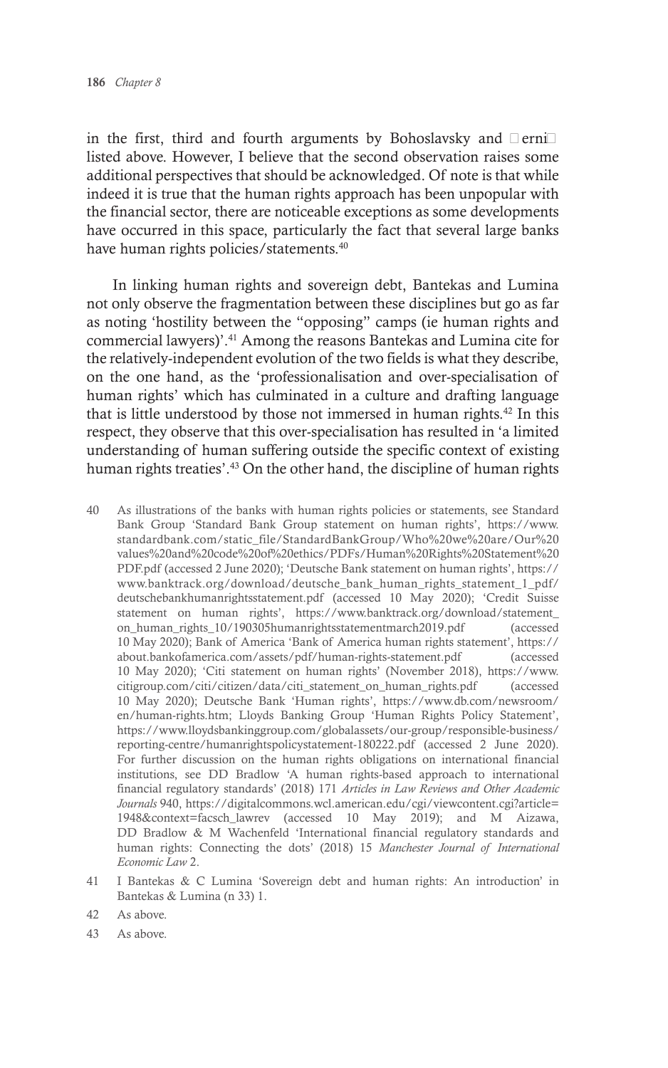in the first, third and fourth arguments by Bohoslavsky and Černič listed above. However, I believe that the second observation raises some additional perspectives that should be acknowledged. Of note is that while indeed it is true that the human rights approach has been unpopular with the financial sector, there are noticeable exceptions as some developments have occurred in this space, particularly the fact that several large banks have human rights policies/statements.[40]

In linking human rights and sovereign debt, Bantekas and Lumina not only observe the fragmentation between these disciplines but go as far as noting 'hostility between the "opposing" camps (ie human rights and commercial lawyers)'.[41] Among the reasons Bantekas and Lumina cite for the relatively-independent evolution of the two fields is what they describe, on the one hand, as the 'professionalisation and over-specialisation of human rights' which has culminated in a culture and drafting language that is little understood by those not immersed in human rights.[42] In this respect, they observe that this over-specialisation has resulted in 'a limited understanding of human suffering outside the specific context of existing human rights treaties'.[43] On the other hand, the discipline of human rights

40 As illustrations of the banks with human rights policies or statements, see Standard Bank Group 'Standard Bank Group statement on human rights', https://www.standardbank.com/static_file/StandardBankGroup/Who%20we%20are/Our%20values%20and%20code%20of%20ethics/PDFs/Human%20Rights%20Statement%20PDF.pdf (accessed 2 June 2020); 'Deutsche Bank statement on human rights', https://www.banktrack.org/download/deutsche_bank_human_rights_statement_1_pdf/deutschebankhumanrightsstatement.pdf (accessed 10 May 2020); 'Credit Suisse statement on human rights', https://www.banktrack.org/download/statement_on_human_rights_10/190305humanrightsstatementmarch2019.pdf (accessed 10 May 2020); Bank of America 'Bank of America human rights statement', https://about.bankofamerica.com/assets/pdf/human-rights-statement.pdf (accessed 10 May 2020); 'Citi statement on human rights' (November 2018), https://www.citigroup.com/citi/citizen/data/citi_statement_on_human_rights.pdf (accessed 10 May 2020); Deutsche Bank 'Human rights', https://www.db.com/newsroom/en/human-rights.htm; Lloyds Banking Group 'Human Rights Policy Statement', https://www.lloydsbankinggroup.com/globalassets/our-group/responsible-business/reporting-centre/humanrightspolicystatement-180222.pdf (accessed 2 June 2020). For further discussion on the human rights obligations on international financial institutions, see DD Bradlow 'A human rights-based approach to international financial regulatory standards' (2018) 171 *Articles in Law Reviews and Other Academic Journals* 940, https://digitalcommons.wcl.american.edu/cgi/viewcontent.cgi?article=1948&context=facsch_lawrev (accessed 10 May 2019); and M Aizawa, DD Bradlow & M Wachenfeld 'International financial regulatory standards and human rights: Connecting the dots' (2018) 15 *Manchester Journal of International Economic Law* 2.

41 I Bantekas & C Lumina 'Sovereign debt and human rights: An introduction' in Bantekas & Lumina (n 33) 1.

42 As above.

43 As above.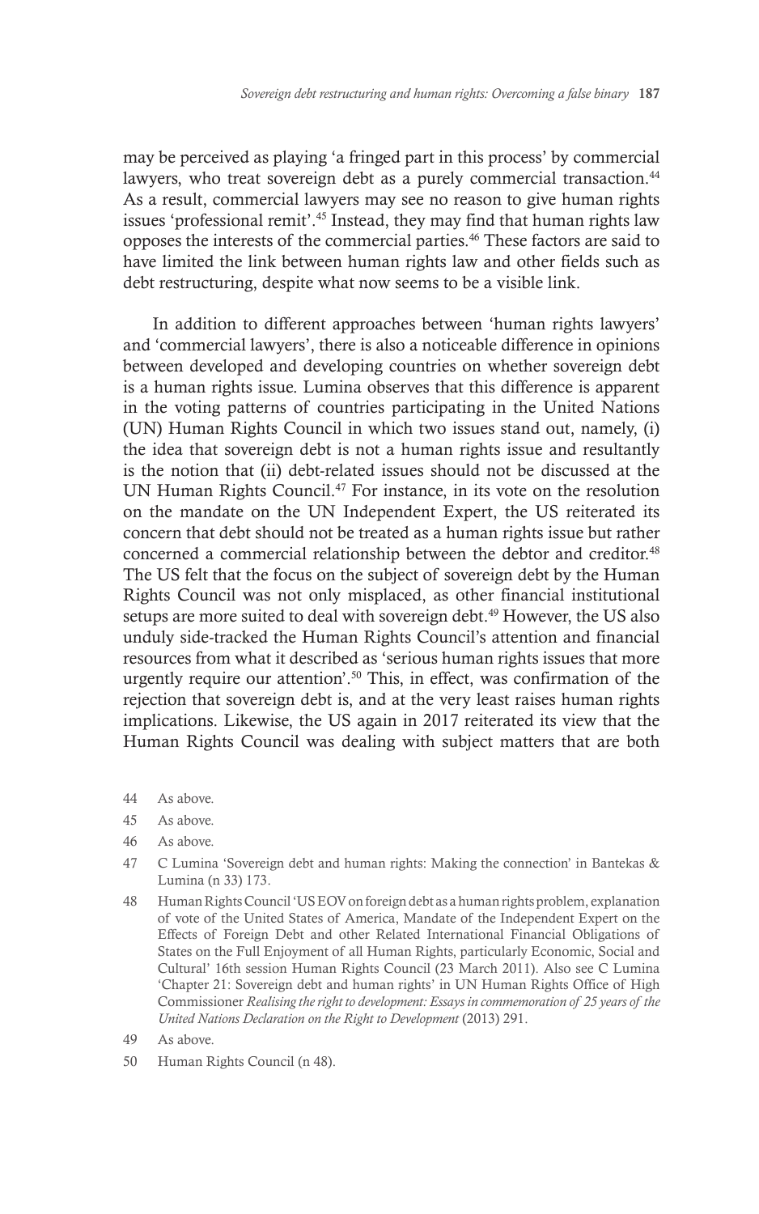may be perceived as playing 'a fringed part in this process' by commercial lawyers, who treat sovereign debt as a purely commercial transaction.[44] As a result, commercial lawyers may see no reason to give human rights issues 'professional remit'.[45] Instead, they may find that human rights law opposes the interests of the commercial parties.[46] These factors are said to have limited the link between human rights law and other fields such as debt restructuring, despite what now seems to be a visible link.

In addition to different approaches between 'human rights lawyers' and 'commercial lawyers', there is also a noticeable difference in opinions between developed and developing countries on whether sovereign debt is a human rights issue. Lumina observes that this difference is apparent in the voting patterns of countries participating in the United Nations (UN) Human Rights Council in which two issues stand out, namely, (i) the idea that sovereign debt is not a human rights issue and resultantly is the notion that (ii) debt-related issues should not be discussed at the UN Human Rights Council.[47] For instance, in its vote on the resolution on the mandate on the UN Independent Expert, the US reiterated its concern that debt should not be treated as a human rights issue but rather concerned a commercial relationship between the debtor and creditor.[48] The US felt that the focus on the subject of sovereign debt by the Human Rights Council was not only misplaced, as other financial institutional setups are more suited to deal with sovereign debt.[49] However, the US also unduly side-tracked the Human Rights Council's attention and financial resources from what it described as 'serious human rights issues that more urgently require our attention'.[50] This, in effect, was confirmation of the rejection that sovereign debt is, and at the very least raises human rights implications. Likewise, the US again in 2017 reiterated its view that the Human Rights Council was dealing with subject matters that are both

44 As above.

45 As above.

46 As above.

47 C Lumina 'Sovereign debt and human rights: Making the connection' in Bantekas & Lumina (n 33) 173.

48 Human Rights Council 'US EOV on foreign debt as a human rights problem, explanation of vote of the United States of America, Mandate of the Independent Expert on the Effects of Foreign Debt and other Related International Financial Obligations of States on the Full Enjoyment of all Human Rights, particularly Economic, Social and Cultural' 16th session Human Rights Council (23 March 2011). Also see C Lumina 'Chapter 21: Sovereign debt and human rights' in UN Human Rights Office of High Commissioner *Realising the right to development: Essays in commemoration of 25 years of the United Nations Declaration on the Right to Development* (2013) 291.

49 As above.

50 Human Rights Council (n 48).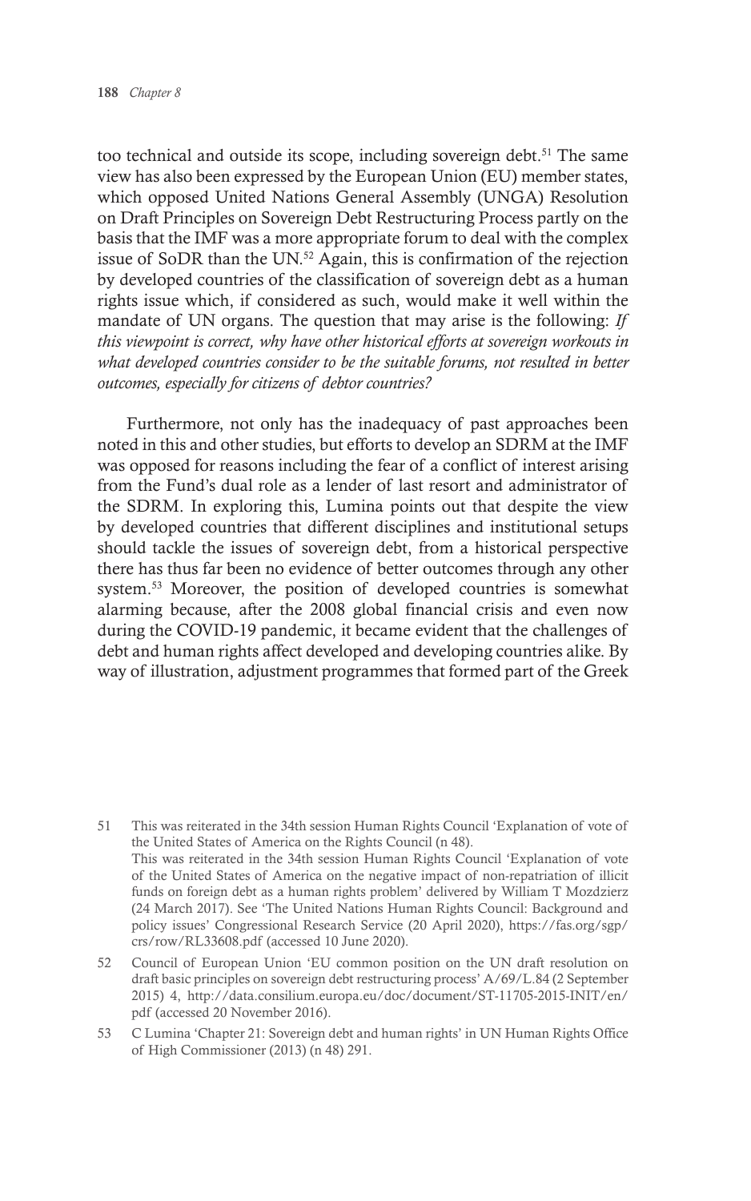too technical and outside its scope, including sovereign debt.[51] The same view has also been expressed by the European Union (EU) member states, which opposed United Nations General Assembly (UNGA) Resolution on Draft Principles on Sovereign Debt Restructuring Process partly on the basis that the IMF was a more appropriate forum to deal with the complex issue of SoDR than the UN.[52] Again, this is confirmation of the rejection by developed countries of the classification of sovereign debt as a human rights issue which, if considered as such, would make it well within the mandate of UN organs. The question that may arise is the following: *If this viewpoint is correct, why have other historical efforts at sovereign workouts in what developed countries consider to be the suitable forums, not resulted in better outcomes, especially for citizens of debtor countries?*

Furthermore, not only has the inadequacy of past approaches been noted in this and other studies, but efforts to develop an SDRM at the IMF was opposed for reasons including the fear of a conflict of interest arising from the Fund's dual role as a lender of last resort and administrator of the SDRM. In exploring this, Lumina points out that despite the view by developed countries that different disciplines and institutional setups should tackle the issues of sovereign debt, from a historical perspective there has thus far been no evidence of better outcomes through any other system.[53] Moreover, the position of developed countries is somewhat alarming because, after the 2008 global financial crisis and even now during the COVID-19 pandemic, it became evident that the challenges of debt and human rights affect developed and developing countries alike. By way of illustration, adjustment programmes that formed part of the Greek

---

51 This was reiterated in the 34th session Human Rights Council 'Explanation of vote of the United States of America on the Rights Council (n 48).
This was reiterated in the 34th session Human Rights Council 'Explanation of vote of the United States of America on the negative impact of non-repatriation of illicit funds on foreign debt as a human rights problem' delivered by William T Mozdzierz (24 March 2017). See 'The United Nations Human Rights Council: Background and policy issues' Congressional Research Service (20 April 2020), https://fas.org/sgp/crs/row/RL33608.pdf (accessed 10 June 2020).

52 Council of European Union 'EU common position on the UN draft resolution on draft basic principles on sovereign debt restructuring process' A/69/L.84 (2 September 2015) 4, http://data.consilium.europa.eu/doc/document/ST-11705-2015-INIT/en/pdf (accessed 20 November 2016).

53 C Lumina 'Chapter 21: Sovereign debt and human rights' in UN Human Rights Office of High Commissioner (2013) (n 48) 291.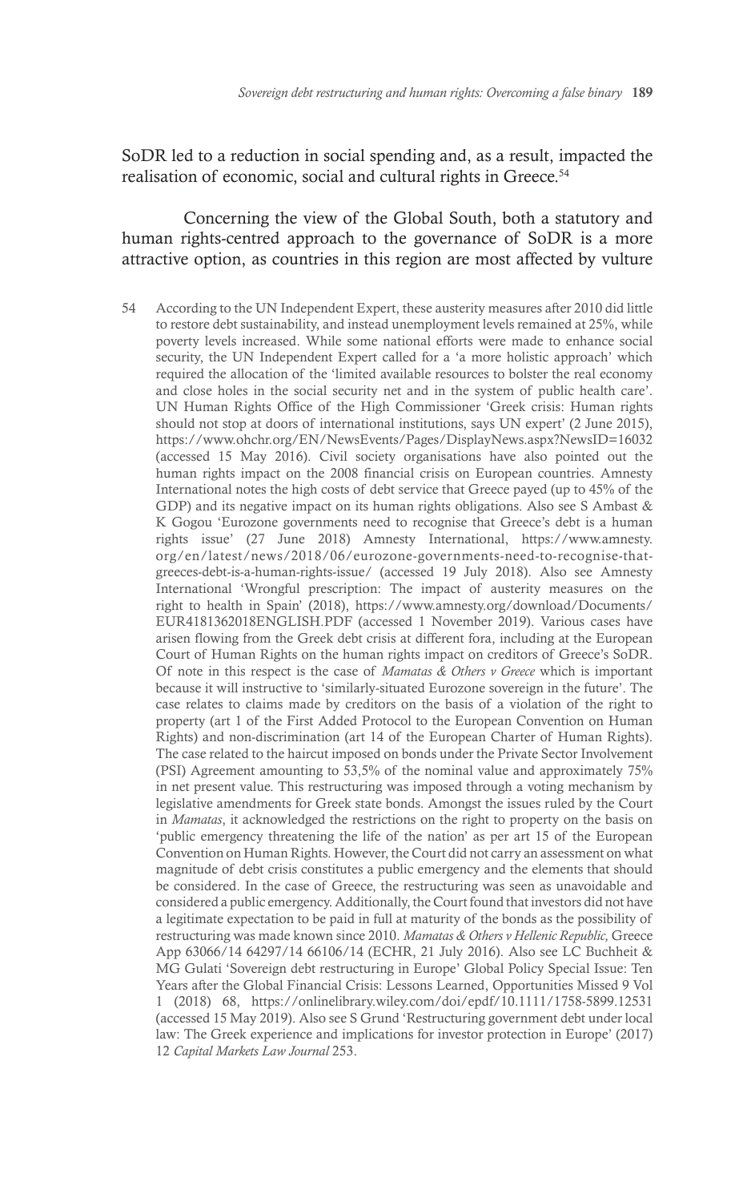SoDR led to a reduction in social spending and, as a result, impacted the realisation of economic, social and cultural rights in Greece.[54]

Concerning the view of the Global South, both a statutory and human rights-centred approach to the governance of SoDR is a more attractive option, as countries in this region are most affected by vulture

54 According to the UN Independent Expert, these austerity measures after 2010 did little to restore debt sustainability, and instead unemployment levels remained at 25%, while poverty levels increased. While some national efforts were made to enhance social security, the UN Independent Expert called for a 'a more holistic approach' which required the allocation of the 'limited available resources to bolster the real economy and close holes in the social security net and in the system of public health care'. UN Human Rights Office of the High Commissioner 'Greek crisis: Human rights should not stop at doors of international institutions, says UN expert' (2 June 2015), https://www.ohchr.org/EN/NewsEvents/Pages/DisplayNews.aspx?NewsID=16032 (accessed 15 May 2016). Civil society organisations have also pointed out the human rights impact on the 2008 financial crisis on European countries. Amnesty International notes the high costs of debt service that Greece payed (up to 45% of the GDP) and its negative impact on its human rights obligations. Also see S Ambast & K Gogou 'Eurozone governments need to recognise that Greece's debt is a human rights issue' (27 June 2018) Amnesty International, https://www.amnesty.org/en/latest/news/2018/06/eurozone-governments-need-to-recognise-that-greeces-debt-is-a-human-rights-issue/ (accessed 19 July 2018). Also see Amnesty International 'Wrongful prescription: The impact of austerity measures on the right to health in Spain' (2018), https://www.amnesty.org/download/Documents/EUR4181362018ENGLISH.PDF (accessed 1 November 2019). Various cases have arisen flowing from the Greek debt crisis at different fora, including at the European Court of Human Rights on the human rights impact on creditors of Greece's SoDR. Of note in this respect is the case of *Mamatas & Others v Greece* which is important because it will instructive to 'similarly-situated Eurozone sovereign in the future'. The case relates to claims made by creditors on the basis of a violation of the right to property (art 1 of the First Added Protocol to the European Convention on Human Rights) and non-discrimination (art 14 of the European Charter of Human Rights). The case related to the haircut imposed on bonds under the Private Sector Involvement (PSI) Agreement amounting to 53,5% of the nominal value and approximately 75% in net present value. This restructuring was imposed through a voting mechanism by legislative amendments for Greek state bonds. Amongst the issues ruled by the Court in *Mamatas*, it acknowledged the restrictions on the right to property on the basis on 'public emergency threatening the life of the nation' as per art 15 of the European Convention on Human Rights. However, the Court did not carry an assessment on what magnitude of debt crisis constitutes a public emergency and the elements that should be considered. In the case of Greece, the restructuring was seen as unavoidable and considered a public emergency. Additionally, the Court found that investors did not have a legitimate expectation to be paid in full at maturity of the bonds as the possibility of restructuring was made known since 2010. *Mamatas & Others v Hellenic Republic,* Greece App 63066/14 64297/14 66106/14 (ECHR, 21 July 2016). Also see LC Buchheit & MG Gulati 'Sovereign debt restructuring in Europe' Global Policy Special Issue: Ten Years after the Global Financial Crisis: Lessons Learned, Opportunities Missed 9 Vol 1 (2018) 68, https://onlinelibrary.wiley.com/doi/epdf/10.1111/1758-5899.12531 (accessed 15 May 2019). Also see S Grund 'Restructuring government debt under local law: The Greek experience and implications for investor protection in Europe' (2017) 12 *Capital Markets Law Journal* 253.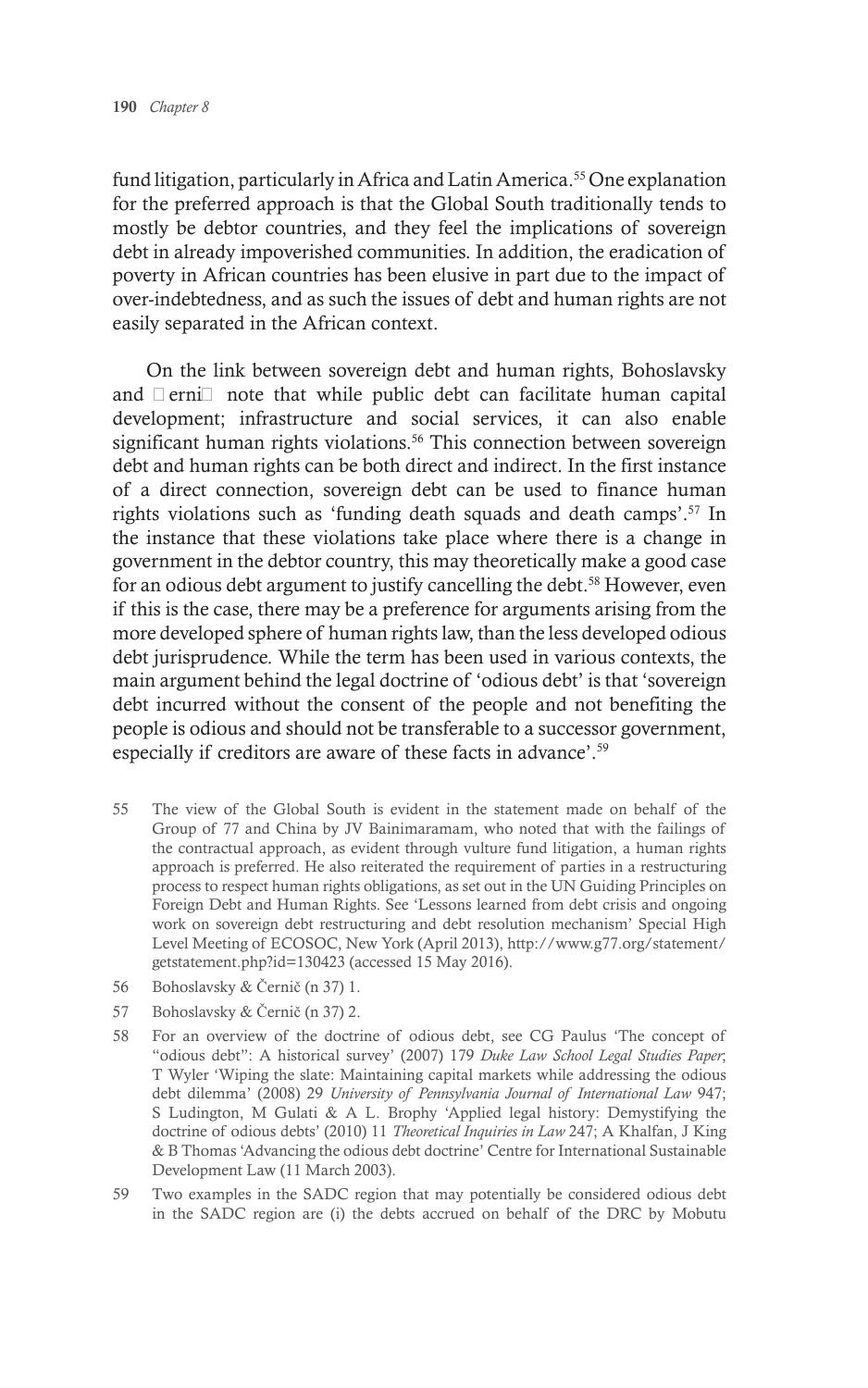fund litigation, particularly in Africa and Latin America.[55] One explanation for the preferred approach is that the Global South traditionally tends to mostly be debtor countries, and they feel the implications of sovereign debt in already impoverished communities. In addition, the eradication of poverty in African countries has been elusive in part due to the impact of over-indebtedness, and as such the issues of debt and human rights are not easily separated in the African context.

On the link between sovereign debt and human rights, Bohoslavsky and Černič note that while public debt can facilitate human capital development; infrastructure and social services, it can also enable significant human rights violations.[56] This connection between sovereign debt and human rights can be both direct and indirect. In the first instance of a direct connection, sovereign debt can be used to finance human rights violations such as 'funding death squads and death camps'.[57] In the instance that these violations take place where there is a change in government in the debtor country, this may theoretically make a good case for an odious debt argument to justify cancelling the debt.[58] However, even if this is the case, there may be a preference for arguments arising from the more developed sphere of human rights law, than the less developed odious debt jurisprudence. While the term has been used in various contexts, the main argument behind the legal doctrine of 'odious debt' is that 'sovereign debt incurred without the consent of the people and not benefiting the people is odious and should not be transferable to a successor government, especially if creditors are aware of these facts in advance'.[59]

55 The view of the Global South is evident in the statement made on behalf of the Group of 77 and China by JV Bainimaramam, who noted that with the failings of the contractual approach, as evident through vulture fund litigation, a human rights approach is preferred. He also reiterated the requirement of parties in a restructuring process to respect human rights obligations, as set out in the UN Guiding Principles on Foreign Debt and Human Rights. See 'Lessons learned from debt crisis and ongoing work on sovereign debt restructuring and debt resolution mechanism' Special High Level Meeting of ECOSOC, New York (April 2013), http://www.g77.org/statement/getstatement.php?id=130423 (accessed 15 May 2016).

56 Bohoslavsky & Černič (n 37) 1.

57 Bohoslavsky & Černič (n 37) 2.

58 For an overview of the doctrine of odious debt, see CG Paulus 'The concept of "odious debt": A historical survey' (2007) 179 *Duke Law School Legal Studies Paper*; T Wyler 'Wiping the slate: Maintaining capital markets while addressing the odious debt dilemma' (2008) 29 *University of Pennsylvania Journal of International Law* 947; S Ludington, M Gulati & A L. Brophy 'Applied legal history: Demystifying the doctrine of odious debts' (2010) 11 *Theoretical Inquiries in Law* 247; A Khalfan, J King & B Thomas 'Advancing the odious debt doctrine' Centre for International Sustainable Development Law (11 March 2003).

59 Two examples in the SADC region that may potentially be considered odious debt in the SADC region are (i) the debts accrued on behalf of the DRC by Mobutu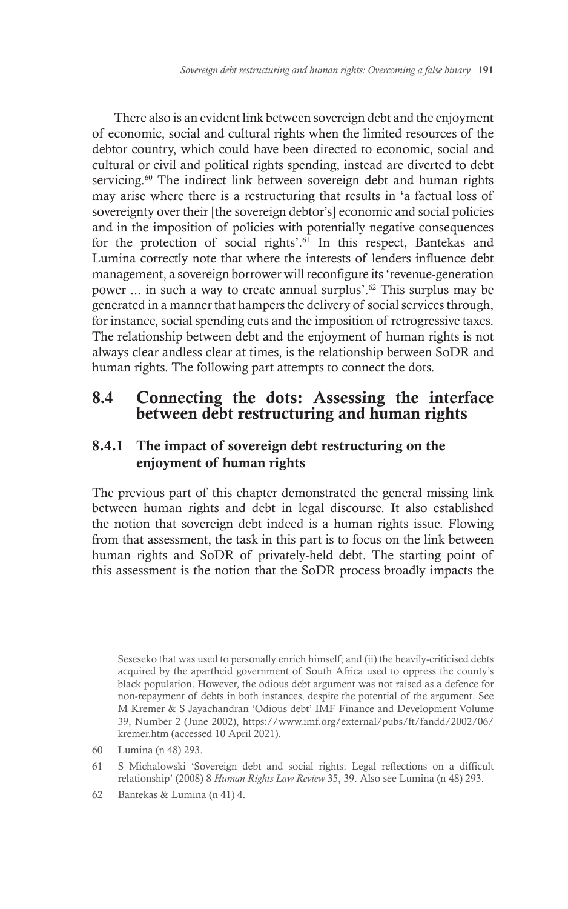There also is an evident link between sovereign debt and the enjoyment of economic, social and cultural rights when the limited resources of the debtor country, which could have been directed to economic, social and cultural or civil and political rights spending, instead are diverted to debt servicing.[60] The indirect link between sovereign debt and human rights may arise where there is a restructuring that results in 'a factual loss of sovereignty over their [the sovereign debtor's] economic and social policies and in the imposition of policies with potentially negative consequences for the protection of social rights'.[61] In this respect, Bantekas and Lumina correctly note that where the interests of lenders influence debt management, a sovereign borrower will reconfigure its 'revenue-generation power ... in such a way to create annual surplus'.[62] This surplus may be generated in a manner that hampers the delivery of social services through, for instance, social spending cuts and the imposition of retrogressive taxes. The relationship between debt and the enjoyment of human rights is not always clear andless clear at times, is the relationship between SoDR and human rights. The following part attempts to connect the dots.

## 8.4 Connecting the dots: Assessing the interface between debt restructuring and human rights

### 8.4.1 The impact of sovereign debt restructuring on the enjoyment of human rights

The previous part of this chapter demonstrated the general missing link between human rights and debt in legal discourse. It also established the notion that sovereign debt indeed is a human rights issue. Flowing from that assessment, the task in this part is to focus on the link between human rights and SoDR of privately-held debt. The starting point of this assessment is the notion that the SoDR process broadly impacts the

Seseseko that was used to personally enrich himself; and (ii) the heavily-criticised debts acquired by the apartheid government of South Africa used to oppress the county's black population. However, the odious debt argument was not raised as a defence for non-repayment of debts in both instances, despite the potential of the argument. See M Kremer & S Jayachandran 'Odious debt' IMF Finance and Development Volume 39, Number 2 (June 2002), https://www.imf.org/external/pubs/ft/fandd/2002/06/kremer.htm (accessed 10 April 2021).

60 Lumina (n 48) 293.

61 S Michalowski 'Sovereign debt and social rights: Legal reflections on a difficult relationship' (2008) 8 *Human Rights Law Review* 35, 39. Also see Lumina (n 48) 293.

62 Bantekas & Lumina (n 41) 4.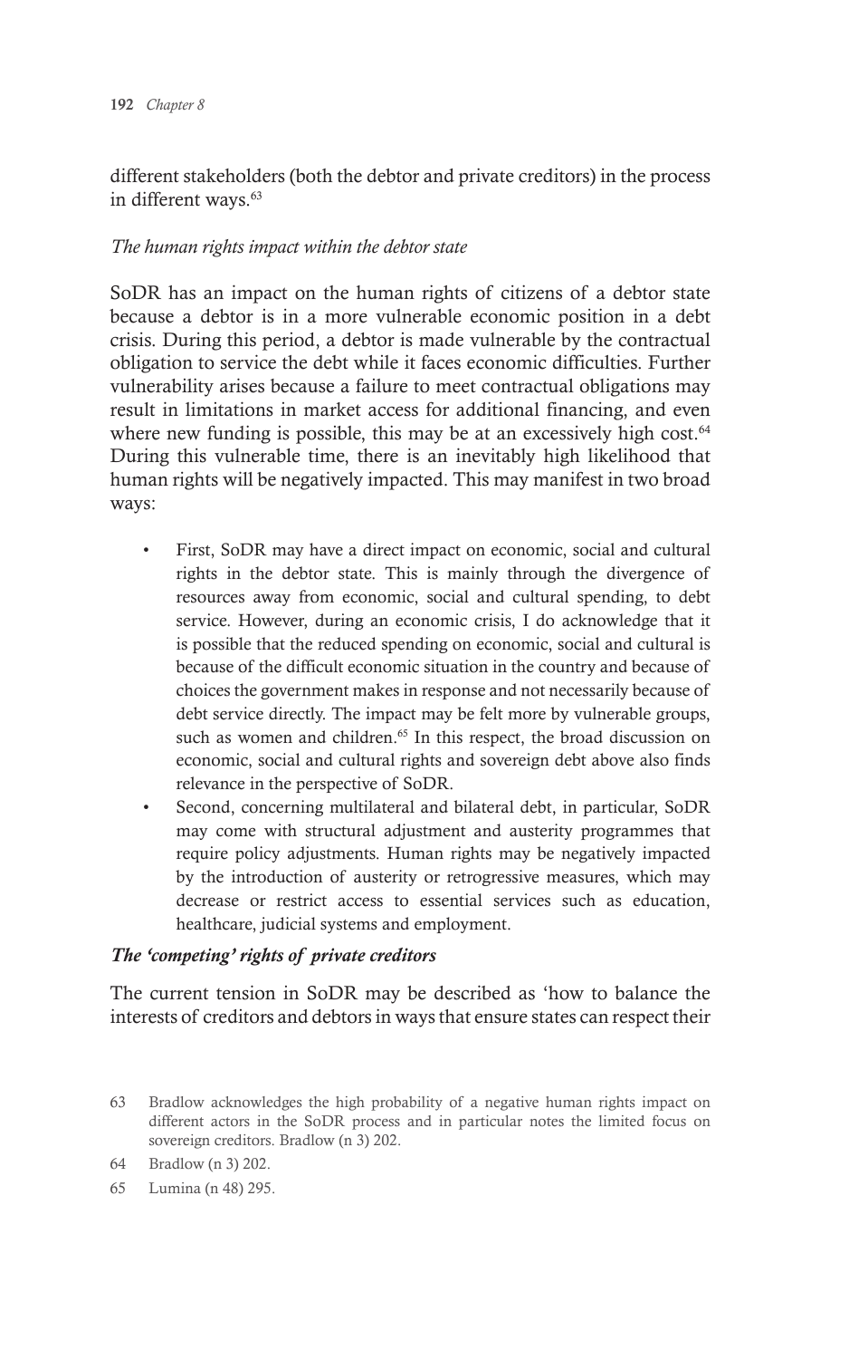different stakeholders (both the debtor and private creditors) in the process in different ways.[63]

*The human rights impact within the debtor state*

SoDR has an impact on the human rights of citizens of a debtor state because a debtor is in a more vulnerable economic position in a debt crisis. During this period, a debtor is made vulnerable by the contractual obligation to service the debt while it faces economic difficulties. Further vulnerability arises because a failure to meet contractual obligations may result in limitations in market access for additional financing, and even where new funding is possible, this may be at an excessively high cost.[64] During this vulnerable time, there is an inevitably high likelihood that human rights will be negatively impacted. This may manifest in two broad ways:

- First, SoDR may have a direct impact on economic, social and cultural rights in the debtor state. This is mainly through the divergence of resources away from economic, social and cultural spending, to debt service. However, during an economic crisis, I do acknowledge that it is possible that the reduced spending on economic, social and cultural is because of the difficult economic situation in the country and because of choices the government makes in response and not necessarily because of debt service directly. The impact may be felt more by vulnerable groups, such as women and children.[65] In this respect, the broad discussion on economic, social and cultural rights and sovereign debt above also finds relevance in the perspective of SoDR.
- Second, concerning multilateral and bilateral debt, in particular, SoDR may come with structural adjustment and austerity programmes that require policy adjustments. Human rights may be negatively impacted by the introduction of austerity or retrogressive measures, which may decrease or restrict access to essential services such as education, healthcare, judicial systems and employment.

***The 'competing' rights of private creditors***

The current tension in SoDR may be described as 'how to balance the interests of creditors and debtors in ways that ensure states can respect their

63 Bradlow acknowledges the high probability of a negative human rights impact on different actors in the SoDR process and in particular notes the limited focus on sovereign creditors. Bradlow (n 3) 202.

64 Bradlow (n 3) 202.

65 Lumina (n 48) 295.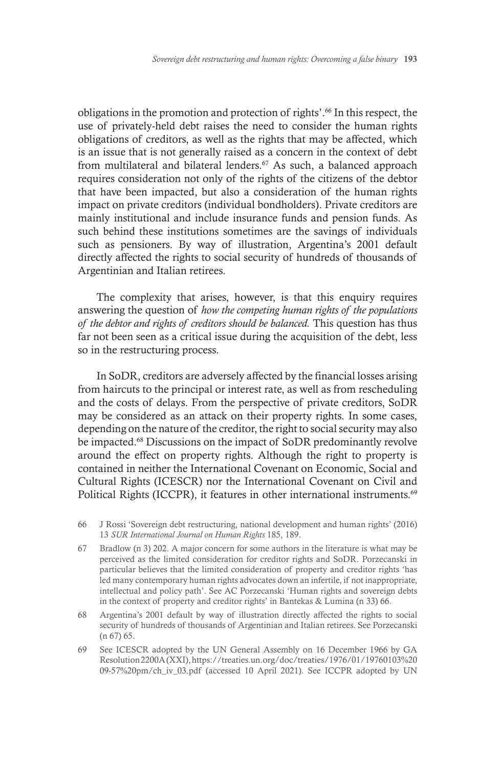obligations in the promotion and protection of rights'.[66] In this respect, the use of privately-held debt raises the need to consider the human rights obligations of creditors, as well as the rights that may be affected, which is an issue that is not generally raised as a concern in the context of debt from multilateral and bilateral lenders.[67] As such, a balanced approach requires consideration not only of the rights of the citizens of the debtor that have been impacted, but also a consideration of the human rights impact on private creditors (individual bondholders). Private creditors are mainly institutional and include insurance funds and pension funds. As such behind these institutions sometimes are the savings of individuals such as pensioners. By way of illustration, Argentina's 2001 default directly affected the rights to social security of hundreds of thousands of Argentinian and Italian retirees.

The complexity that arises, however, is that this enquiry requires answering the question of *how the competing human rights of the populations of the debtor and rights of creditors should be balanced.* This question has thus far not been seen as a critical issue during the acquisition of the debt, less so in the restructuring process.

In SoDR, creditors are adversely affected by the financial losses arising from haircuts to the principal or interest rate, as well as from rescheduling and the costs of delays. From the perspective of private creditors, SoDR may be considered as an attack on their property rights. In some cases, depending on the nature of the creditor, the right to social security may also be impacted.[68] Discussions on the impact of SoDR predominantly revolve around the effect on property rights. Although the right to property is contained in neither the International Covenant on Economic, Social and Cultural Rights (ICESCR) nor the International Covenant on Civil and Political Rights (ICCPR), it features in other international instruments.[69]

66 J Rossi 'Sovereign debt restructuring, national development and human rights' (2016) 13 *SUR International Journal on Human Rights* 185, 189.

67 Bradlow (n 3) 202. A major concern for some authors in the literature is what may be perceived as the limited consideration for creditor rights and SoDR. Porzecanski in particular believes that the limited consideration of property and creditor rights 'has led many contemporary human rights advocates down an infertile, if not inappropriate, intellectual and policy path'. See AC Porzecanski 'Human rights and sovereign debts in the context of property and creditor rights' in Bantekas & Lumina (n 33) 66.

68 Argentina's 2001 default by way of illustration directly affected the rights to social security of hundreds of thousands of Argentinian and Italian retirees. See Porzecanski (n 67) 65.

69 See ICESCR adopted by the UN General Assembly on 16 December 1966 by GA Resolution 2200A (XXI), https://treaties.un.org/doc/treaties/1976/01/19760103%2009-57%20pm/ch_iv_03.pdf (accessed 10 April 2021). See ICCPR adopted by UN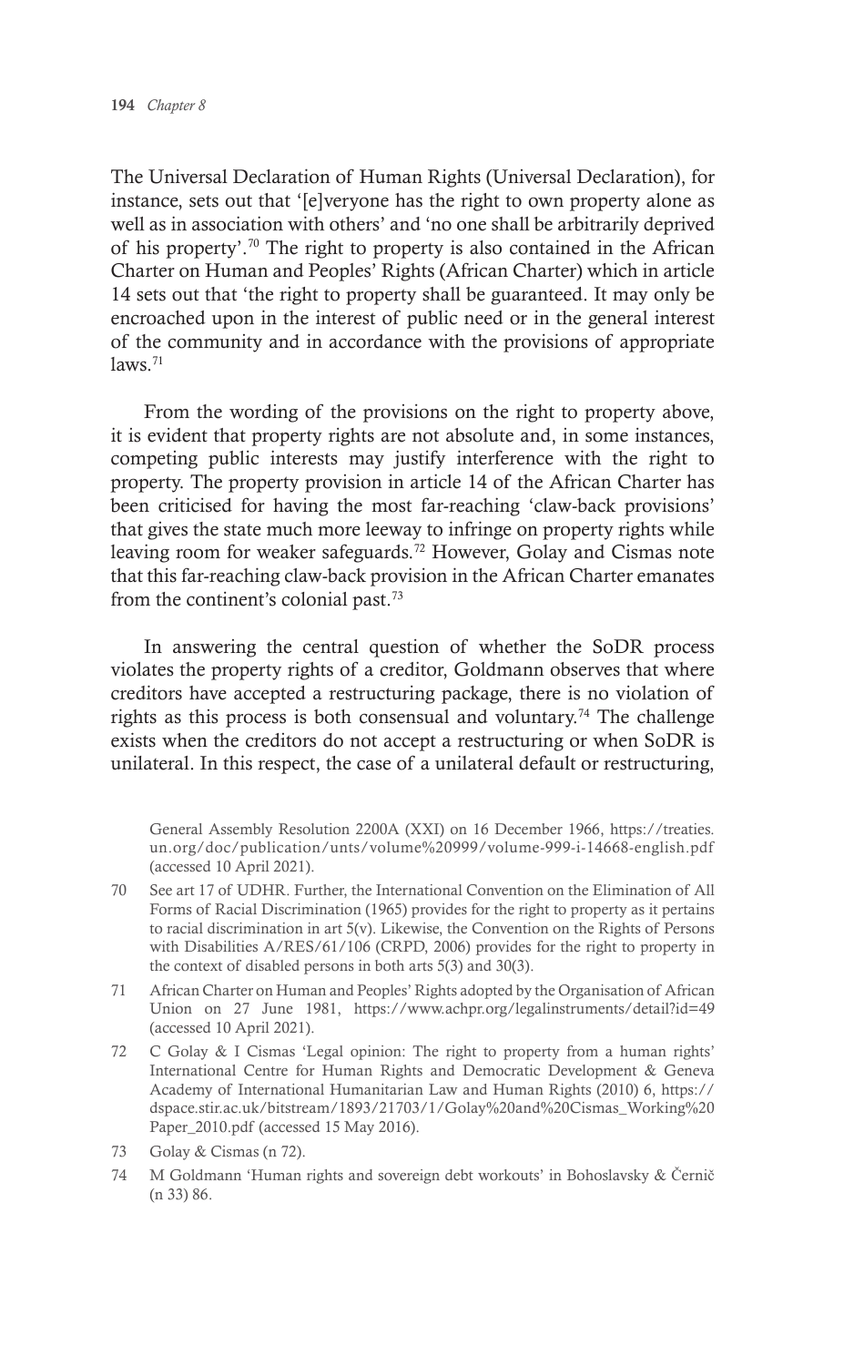The Universal Declaration of Human Rights (Universal Declaration), for instance, sets out that '[e]veryone has the right to own property alone as well as in association with others' and 'no one shall be arbitrarily deprived of his property'.[70] The right to property is also contained in the African Charter on Human and Peoples' Rights (African Charter) which in article 14 sets out that 'the right to property shall be guaranteed. It may only be encroached upon in the interest of public need or in the general interest of the community and in accordance with the provisions of appropriate laws.[71]

From the wording of the provisions on the right to property above, it is evident that property rights are not absolute and, in some instances, competing public interests may justify interference with the right to property. The property provision in article 14 of the African Charter has been criticised for having the most far-reaching 'claw-back provisions' that gives the state much more leeway to infringe on property rights while leaving room for weaker safeguards.[72] However, Golay and Cismas note that this far-reaching claw-back provision in the African Charter emanates from the continent's colonial past.[73]

In answering the central question of whether the SoDR process violates the property rights of a creditor, Goldmann observes that where creditors have accepted a restructuring package, there is no violation of rights as this process is both consensual and voluntary.[74] The challenge exists when the creditors do not accept a restructuring or when SoDR is unilateral. In this respect, the case of a unilateral default or restructuring,

General Assembly Resolution 2200A (XXI) on 16 December 1966, https://treaties.un.org/doc/publication/unts/volume%20999/volume-999-i-14668-english.pdf (accessed 10 April 2021).

70 See art 17 of UDHR. Further, the International Convention on the Elimination of All Forms of Racial Discrimination (1965) provides for the right to property as it pertains to racial discrimination in art 5(v). Likewise, the Convention on the Rights of Persons with Disabilities A/RES/61/106 (CRPD, 2006) provides for the right to property in the context of disabled persons in both arts 5(3) and 30(3).

71 African Charter on Human and Peoples' Rights adopted by the Organisation of African Union on 27 June 1981, https://www.achpr.org/legalinstruments/detail?id=49 (accessed 10 April 2021).

72 C Golay & I Cismas 'Legal opinion: The right to property from a human rights' International Centre for Human Rights and Democratic Development & Geneva Academy of International Humanitarian Law and Human Rights (2010) 6, https://dspace.stir.ac.uk/bitstream/1893/21703/1/Golay%20and%20Cismas_Working%20Paper_2010.pdf (accessed 15 May 2016).

73 Golay & Cismas (n 72).

74 M Goldmann 'Human rights and sovereign debt workouts' in Bohoslavsky & Černič (n 33) 86.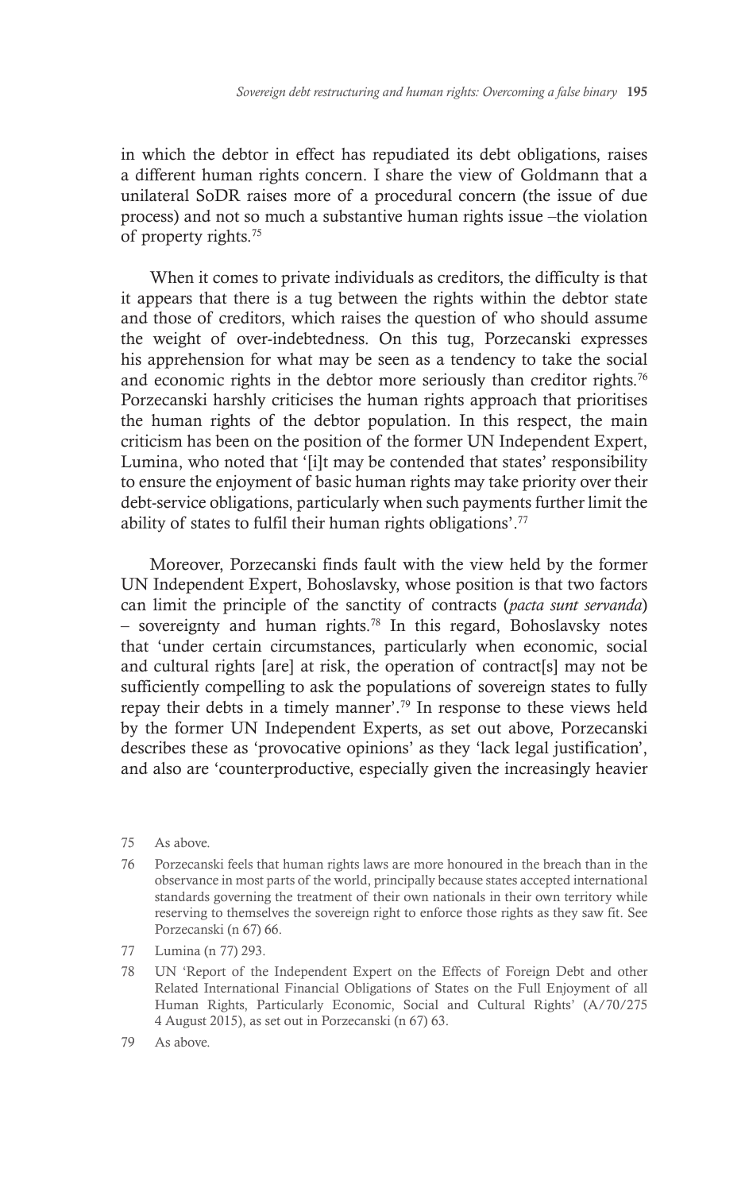in which the debtor in effect has repudiated its debt obligations, raises a different human rights concern. I share the view of Goldmann that a unilateral SoDR raises more of a procedural concern (the issue of due process) and not so much a substantive human rights issue –the violation of property rights.[75]

When it comes to private individuals as creditors, the difficulty is that it appears that there is a tug between the rights within the debtor state and those of creditors, which raises the question of who should assume the weight of over-indebtedness. On this tug, Porzecanski expresses his apprehension for what may be seen as a tendency to take the social and economic rights in the debtor more seriously than creditor rights.[76] Porzecanski harshly criticises the human rights approach that prioritises the human rights of the debtor population. In this respect, the main criticism has been on the position of the former UN Independent Expert, Lumina, who noted that '[i]t may be contended that states' responsibility to ensure the enjoyment of basic human rights may take priority over their debt-service obligations, particularly when such payments further limit the ability of states to fulfil their human rights obligations'.[77]

Moreover, Porzecanski finds fault with the view held by the former UN Independent Expert, Bohoslavsky, whose position is that two factors can limit the principle of the sanctity of contracts (*pacta sunt servanda*) – sovereignty and human rights.[78] In this regard, Bohoslavsky notes that 'under certain circumstances, particularly when economic, social and cultural rights [are] at risk, the operation of contract[s] may not be sufficiently compelling to ask the populations of sovereign states to fully repay their debts in a timely manner'.[79] In response to these views held by the former UN Independent Experts, as set out above, Porzecanski describes these as 'provocative opinions' as they 'lack legal justification', and also are 'counterproductive, especially given the increasingly heavier

---

75 As above.

76 Porzecanski feels that human rights laws are more honoured in the breach than in the observance in most parts of the world, principally because states accepted international standards governing the treatment of their own nationals in their own territory while reserving to themselves the sovereign right to enforce those rights as they saw fit. See Porzecanski (n 67) 66.

77 Lumina (n 77) 293.

78 UN 'Report of the Independent Expert on the Effects of Foreign Debt and other Related International Financial Obligations of States on the Full Enjoyment of all Human Rights, Particularly Economic, Social and Cultural Rights' (A/70/275 4 August 2015), as set out in Porzecanski (n 67) 63.

79 As above.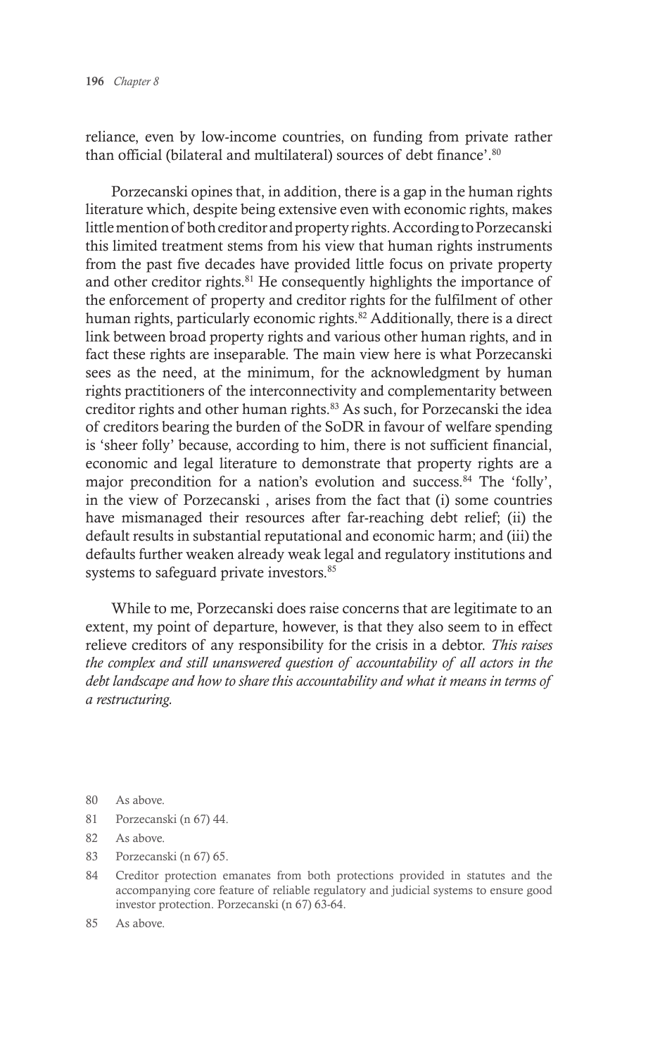reliance, even by low-income countries, on funding from private rather than official (bilateral and multilateral) sources of debt finance'.[80]

Porzecanski opines that, in addition, there is a gap in the human rights literature which, despite being extensive even with economic rights, makes little mention of both creditor and property rights. According to Porzecanski this limited treatment stems from his view that human rights instruments from the past five decades have provided little focus on private property and other creditor rights.[81] He consequently highlights the importance of the enforcement of property and creditor rights for the fulfilment of other human rights, particularly economic rights.[82] Additionally, there is a direct link between broad property rights and various other human rights, and in fact these rights are inseparable. The main view here is what Porzecanski sees as the need, at the minimum, for the acknowledgment by human rights practitioners of the interconnectivity and complementarity between creditor rights and other human rights.[83] As such, for Porzecanski the idea of creditors bearing the burden of the SoDR in favour of welfare spending is 'sheer folly' because, according to him, there is not sufficient financial, economic and legal literature to demonstrate that property rights are a major precondition for a nation's evolution and success.[84] The 'folly', in the view of Porzecanski , arises from the fact that (i) some countries have mismanaged their resources after far-reaching debt relief; (ii) the default results in substantial reputational and economic harm; and (iii) the defaults further weaken already weak legal and regulatory institutions and systems to safeguard private investors.[85]

While to me, Porzecanski does raise concerns that are legitimate to an extent, my point of departure, however, is that they also seem to in effect relieve creditors of any responsibility for the crisis in a debtor. *This raises the complex and still unanswered question of accountability of all actors in the debt landscape and how to share this accountability and what it means in terms of a restructuring.*

80 As above.

81 Porzecanski (n 67) 44.

82 As above.

83 Porzecanski (n 67) 65.

84 Creditor protection emanates from both protections provided in statutes and the accompanying core feature of reliable regulatory and judicial systems to ensure good investor protection. Porzecanski (n 67) 63-64.

85 As above.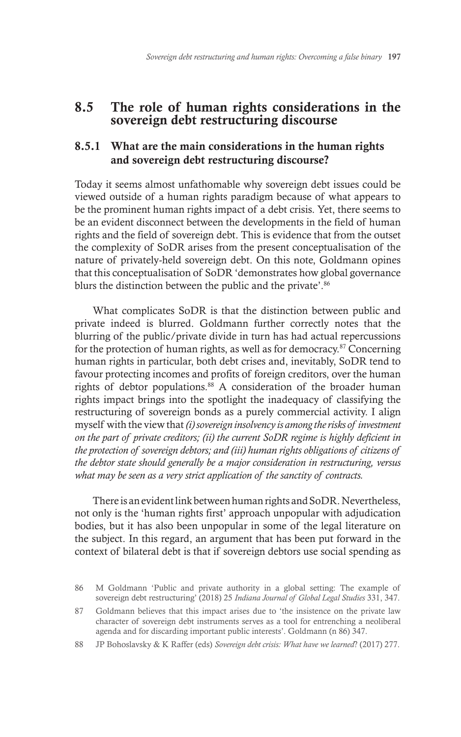## 8.5 The role of human rights considerations in the sovereign debt restructuring discourse

### 8.5.1 What are the main considerations in the human rights and sovereign debt restructuring discourse?

Today it seems almost unfathomable why sovereign debt issues could be viewed outside of a human rights paradigm because of what appears to be the prominent human rights impact of a debt crisis. Yet, there seems to be an evident disconnect between the developments in the field of human rights and the field of sovereign debt. This is evidence that from the outset the complexity of SoDR arises from the present conceptualisation of the nature of privately-held sovereign debt. On this note, Goldmann opines that this conceptualisation of SoDR 'demonstrates how global governance blurs the distinction between the public and the private'.[86]

What complicates SoDR is that the distinction between public and private indeed is blurred. Goldmann further correctly notes that the blurring of the public/private divide in turn has had actual repercussions for the protection of human rights, as well as for democracy.[87] Concerning human rights in particular, both debt crises and, inevitably, SoDR tend to favour protecting incomes and profits of foreign creditors, over the human rights of debtor populations.[88] A consideration of the broader human rights impact brings into the spotlight the inadequacy of classifying the restructuring of sovereign bonds as a purely commercial activity. I align myself with the view that *(i) sovereign insolvency is among the risks of investment on the part of private creditors; (ii) the current SoDR regime is highly deficient in the protection of sovereign debtors; and (iii) human rights obligations of citizens of the debtor state should generally be a major consideration in restructuring, versus what may be seen as a very strict application of the sanctity of contracts.*

There is an evident link between human rights and SoDR. Nevertheless, not only is the 'human rights first' approach unpopular with adjudication bodies, but it has also been unpopular in some of the legal literature on the subject. In this regard, an argument that has been put forward in the context of bilateral debt is that if sovereign debtors use social spending as

---

86 M Goldmann 'Public and private authority in a global setting: The example of sovereign debt restructuring' (2018) 25 *Indiana Journal of Global Legal Studies* 331, 347.

87 Goldmann believes that this impact arises due to 'the insistence on the private law character of sovereign debt instruments serves as a tool for entrenching a neoliberal agenda and for discarding important public interests'. Goldmann (n 86) 347.

88 JP Bohoslavsky & K Raffer (eds) *Sovereign debt crisis: What have we learned*? (2017) 277.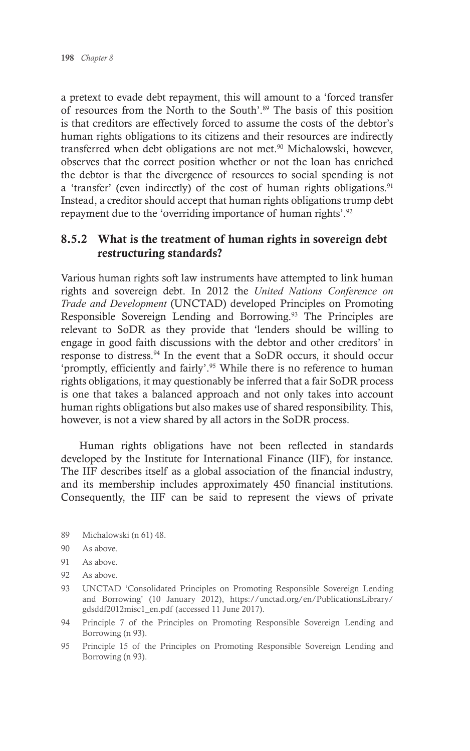a pretext to evade debt repayment, this will amount to a 'forced transfer of resources from the North to the South'.[89] The basis of this position is that creditors are effectively forced to assume the costs of the debtor's human rights obligations to its citizens and their resources are indirectly transferred when debt obligations are not met.[90] Michalowski, however, observes that the correct position whether or not the loan has enriched the debtor is that the divergence of resources to social spending is not a 'transfer' (even indirectly) of the cost of human rights obligations.[91] Instead, a creditor should accept that human rights obligations trump debt repayment due to the 'overriding importance of human rights'.[92]

### 8.5.2 What is the treatment of human rights in sovereign debt restructuring standards?

Various human rights soft law instruments have attempted to link human rights and sovereign debt. In 2012 the *United Nations Conference on Trade and Development* (UNCTAD) developed Principles on Promoting Responsible Sovereign Lending and Borrowing.[93] The Principles are relevant to SoDR as they provide that 'lenders should be willing to engage in good faith discussions with the debtor and other creditors' in response to distress.[94] In the event that a SoDR occurs, it should occur 'promptly, efficiently and fairly'.[95] While there is no reference to human rights obligations, it may questionably be inferred that a fair SoDR process is one that takes a balanced approach and not only takes into account human rights obligations but also makes use of shared responsibility. This, however, is not a view shared by all actors in the SoDR process.

Human rights obligations have not been reflected in standards developed by the Institute for International Finance (IIF), for instance. The IIF describes itself as a global association of the financial industry, and its membership includes approximately 450 financial institutions. Consequently, the IIF can be said to represent the views of private

89 Michalowski (n 61) 48.

90 As above.

91 As above.

92 As above.

93 UNCTAD 'Consolidated Principles on Promoting Responsible Sovereign Lending and Borrowing' (10 January 2012), https://unctad.org/en/PublicationsLibrary/gdsddf2012misc1_en.pdf (accessed 11 June 2017).

94 Principle 7 of the Principles on Promoting Responsible Sovereign Lending and Borrowing (n 93).

95 Principle 15 of the Principles on Promoting Responsible Sovereign Lending and Borrowing (n 93).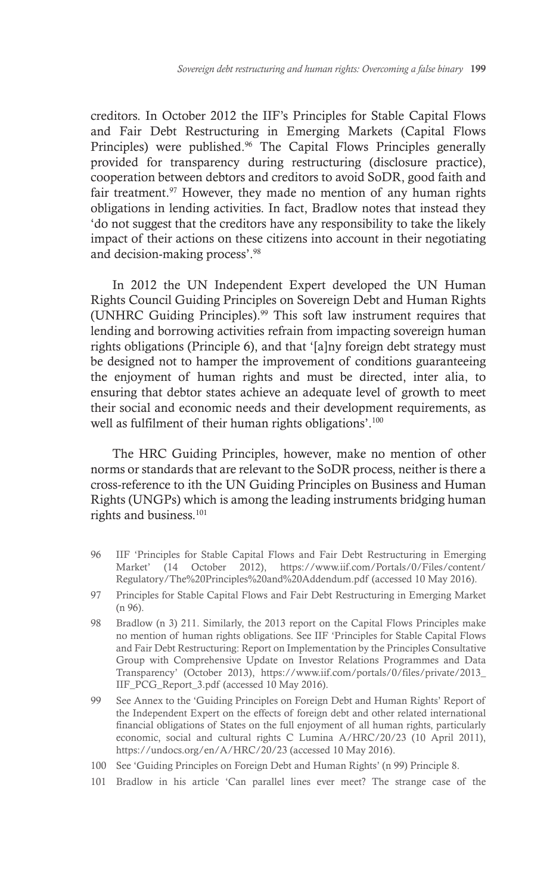creditors. In October 2012 the IIF's Principles for Stable Capital Flows and Fair Debt Restructuring in Emerging Markets (Capital Flows Principles) were published.[96] The Capital Flows Principles generally provided for transparency during restructuring (disclosure practice), cooperation between debtors and creditors to avoid SoDR, good faith and fair treatment.[97] However, they made no mention of any human rights obligations in lending activities. In fact, Bradlow notes that instead they 'do not suggest that the creditors have any responsibility to take the likely impact of their actions on these citizens into account in their negotiating and decision-making process'.[98]

In 2012 the UN Independent Expert developed the UN Human Rights Council Guiding Principles on Sovereign Debt and Human Rights (UNHRC Guiding Principles).[99] This soft law instrument requires that lending and borrowing activities refrain from impacting sovereign human rights obligations (Principle 6), and that '[a]ny foreign debt strategy must be designed not to hamper the improvement of conditions guaranteeing the enjoyment of human rights and must be directed, inter alia, to ensuring that debtor states achieve an adequate level of growth to meet their social and economic needs and their development requirements, as well as fulfilment of their human rights obligations'.[100]

The HRC Guiding Principles, however, make no mention of other norms or standards that are relevant to the SoDR process, neither is there a cross-reference to ith the UN Guiding Principles on Business and Human Rights (UNGPs) which is among the leading instruments bridging human rights and business.[101]

---

96 IIF 'Principles for Stable Capital Flows and Fair Debt Restructuring in Emerging Market' (14 October 2012), https://www.iif.com/Portals/0/Files/content/Regulatory/The%20Principles%20and%20Addendum.pdf (accessed 10 May 2016).

97 Principles for Stable Capital Flows and Fair Debt Restructuring in Emerging Market (n 96).

98 Bradlow (n 3) 211. Similarly, the 2013 report on the Capital Flows Principles make no mention of human rights obligations. See IIF 'Principles for Stable Capital Flows and Fair Debt Restructuring: Report on Implementation by the Principles Consultative Group with Comprehensive Update on Investor Relations Programmes and Data Transparency' (October 2013), https://www.iif.com/portals/0/files/private/2013_IIF_PCG_Report_3.pdf (accessed 10 May 2016).

99 See Annex to the 'Guiding Principles on Foreign Debt and Human Rights' Report of the Independent Expert on the effects of foreign debt and other related international financial obligations of States on the full enjoyment of all human rights, particularly economic, social and cultural rights C Lumina A/HRC/20/23 (10 April 2011), https://undocs.org/en/A/HRC/20/23 (accessed 10 May 2016).

100 See 'Guiding Principles on Foreign Debt and Human Rights' (n 99) Principle 8.

101 Bradlow in his article 'Can parallel lines ever meet? The strange case of the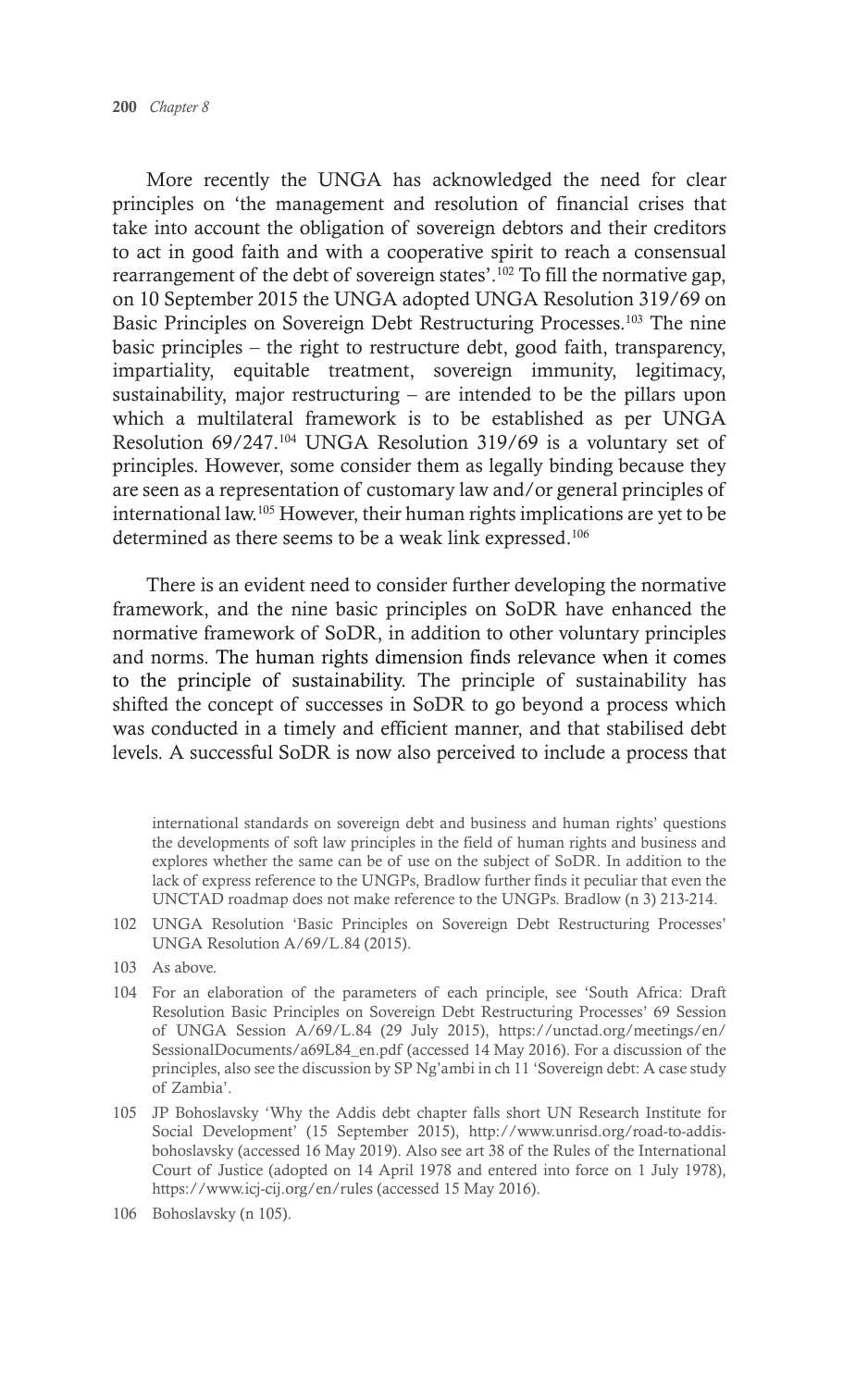More recently the UNGA has acknowledged the need for clear principles on 'the management and resolution of financial crises that take into account the obligation of sovereign debtors and their creditors to act in good faith and with a cooperative spirit to reach a consensual rearrangement of the debt of sovereign states'.[102] To fill the normative gap, on 10 September 2015 the UNGA adopted UNGA Resolution 319/69 on Basic Principles on Sovereign Debt Restructuring Processes.[103] The nine basic principles – the right to restructure debt, good faith, transparency, impartiality, equitable treatment, sovereign immunity, legitimacy, sustainability, major restructuring – are intended to be the pillars upon which a multilateral framework is to be established as per UNGA Resolution 69/247.[104] UNGA Resolution 319/69 is a voluntary set of principles. However, some consider them as legally binding because they are seen as a representation of customary law and/or general principles of international law.[105] However, their human rights implications are yet to be determined as there seems to be a weak link expressed.[106]

There is an evident need to consider further developing the normative framework, and the nine basic principles on SoDR have enhanced the normative framework of SoDR, in addition to other voluntary principles and norms. The human rights dimension finds relevance when it comes to the principle of sustainability. The principle of sustainability has shifted the concept of successes in SoDR to go beyond a process which was conducted in a timely and efficient manner, and that stabilised debt levels. A successful SoDR is now also perceived to include a process that

international standards on sovereign debt and business and human rights' questions the developments of soft law principles in the field of human rights and business and explores whether the same can be of use on the subject of SoDR. In addition to the lack of express reference to the UNGPs, Bradlow further finds it peculiar that even the UNCTAD roadmap does not make reference to the UNGPs. Bradlow (n 3) 213-214.

102 UNGA Resolution 'Basic Principles on Sovereign Debt Restructuring Processes' UNGA Resolution A/69/L.84 (2015).

103 As above.

104 For an elaboration of the parameters of each principle, see 'South Africa: Draft Resolution Basic Principles on Sovereign Debt Restructuring Processes' 69 Session of UNGA Session A/69/L.84 (29 July 2015), https://unctad.org/meetings/en/SessionalDocuments/a69L84_en.pdf (accessed 14 May 2016). For a discussion of the principles, also see the discussion by SP Ng'ambi in ch 11 'Sovereign debt: A case study of Zambia'.

105 JP Bohoslavsky 'Why the Addis debt chapter falls short UN Research Institute for Social Development' (15 September 2015), http://www.unrisd.org/road-to-addis-bohoslavsky (accessed 16 May 2019). Also see art 38 of the Rules of the International Court of Justice (adopted on 14 April 1978 and entered into force on 1 July 1978), https://www.icj-cij.org/en/rules (accessed 15 May 2016).

106 Bohoslavsky (n 105).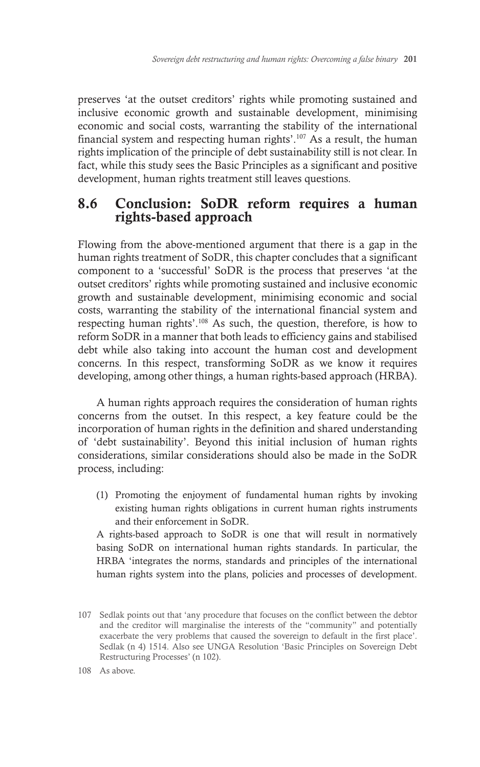preserves 'at the outset creditors' rights while promoting sustained and inclusive economic growth and sustainable development, minimising economic and social costs, warranting the stability of the international financial system and respecting human rights'.[107] As a result, the human rights implication of the principle of debt sustainability still is not clear. In fact, while this study sees the Basic Principles as a significant and positive development, human rights treatment still leaves questions.

## 8.6 Conclusion: SoDR reform requires a human rights-based approach

Flowing from the above-mentioned argument that there is a gap in the human rights treatment of SoDR, this chapter concludes that a significant component to a 'successful' SoDR is the process that preserves 'at the outset creditors' rights while promoting sustained and inclusive economic growth and sustainable development, minimising economic and social costs, warranting the stability of the international financial system and respecting human rights'.[108] As such, the question, therefore, is how to reform SoDR in a manner that both leads to efficiency gains and stabilised debt while also taking into account the human cost and development concerns. In this respect, transforming SoDR as we know it requires developing, among other things, a human rights-based approach (HRBA).

A human rights approach requires the consideration of human rights concerns from the outset. In this respect, a key feature could be the incorporation of human rights in the definition and shared understanding of 'debt sustainability'. Beyond this initial inclusion of human rights considerations, similar considerations should also be made in the SoDR process, including:

(1) Promoting the enjoyment of fundamental human rights by invoking existing human rights obligations in current human rights instruments and their enforcement in SoDR.

A rights-based approach to SoDR is one that will result in normatively basing SoDR on international human rights standards. In particular, the HRBA 'integrates the norms, standards and principles of the international human rights system into the plans, policies and processes of development.

---

107 Sedlak points out that 'any procedure that focuses on the conflict between the debtor and the creditor will marginalise the interests of the "community" and potentially exacerbate the very problems that caused the sovereign to default in the first place'. Sedlak (n 4) 1514. Also see UNGA Resolution 'Basic Principles on Sovereign Debt Restructuring Processes' (n 102).

108 As above.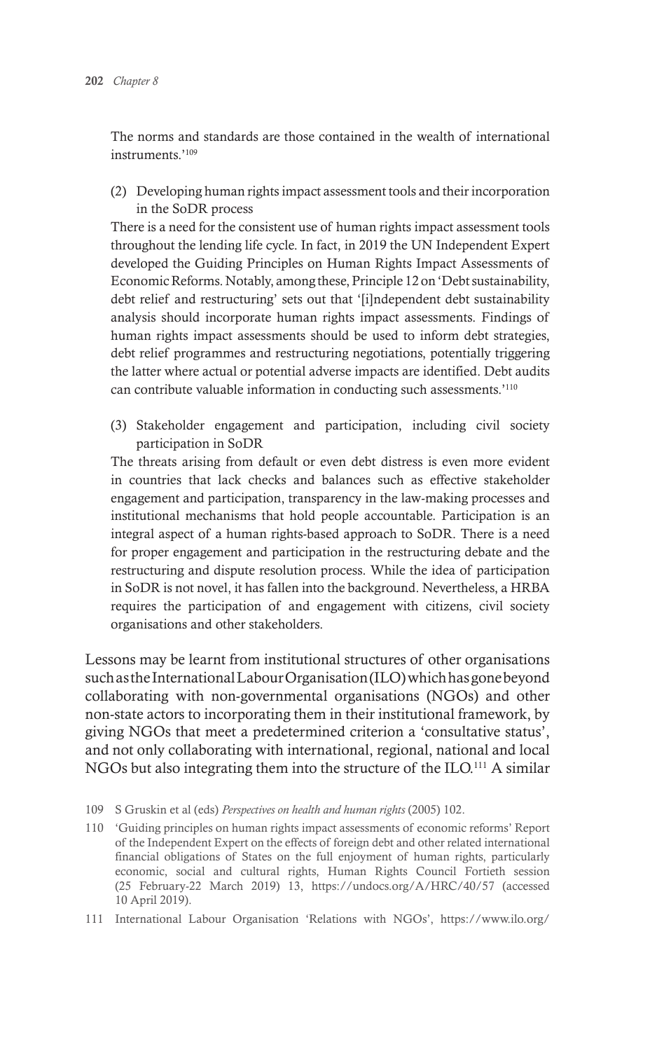The norms and standards are those contained in the wealth of international instruments.'[109]

(2) Developing human rights impact assessment tools and their incorporation in the SoDR process

There is a need for the consistent use of human rights impact assessment tools throughout the lending life cycle. In fact, in 2019 the UN Independent Expert developed the Guiding Principles on Human Rights Impact Assessments of Economic Reforms. Notably, among these, Principle 12 on 'Debt sustainability, debt relief and restructuring' sets out that '[i]ndependent debt sustainability analysis should incorporate human rights impact assessments. Findings of human rights impact assessments should be used to inform debt strategies, debt relief programmes and restructuring negotiations, potentially triggering the latter where actual or potential adverse impacts are identified. Debt audits can contribute valuable information in conducting such assessments.'[110]

(3) Stakeholder engagement and participation, including civil society participation in SoDR

The threats arising from default or even debt distress is even more evident in countries that lack checks and balances such as effective stakeholder engagement and participation, transparency in the law-making processes and institutional mechanisms that hold people accountable. Participation is an integral aspect of a human rights-based approach to SoDR. There is a need for proper engagement and participation in the restructuring debate and the restructuring and dispute resolution process. While the idea of participation in SoDR is not novel, it has fallen into the background. Nevertheless, a HRBA requires the participation of and engagement with citizens, civil society organisations and other stakeholders.

Lessons may be learnt from institutional structures of other organisations such as the International Labour Organisation (ILO) which has gone beyond collaborating with non-governmental organisations (NGOs) and other non-state actors to incorporating them in their institutional framework, by giving NGOs that meet a predetermined criterion a 'consultative status', and not only collaborating with international, regional, national and local NGOs but also integrating them into the structure of the ILO.[111] A similar

---

109 S Gruskin et al (eds) *Perspectives on health and human rights* (2005) 102.

110 'Guiding principles on human rights impact assessments of economic reforms' Report of the Independent Expert on the effects of foreign debt and other related international financial obligations of States on the full enjoyment of human rights, particularly economic, social and cultural rights, Human Rights Council Fortieth session (25 February-22 March 2019) 13, https://undocs.org/A/HRC/40/57 (accessed 10 April 2019).

111 International Labour Organisation 'Relations with NGOs', https://www.ilo.org/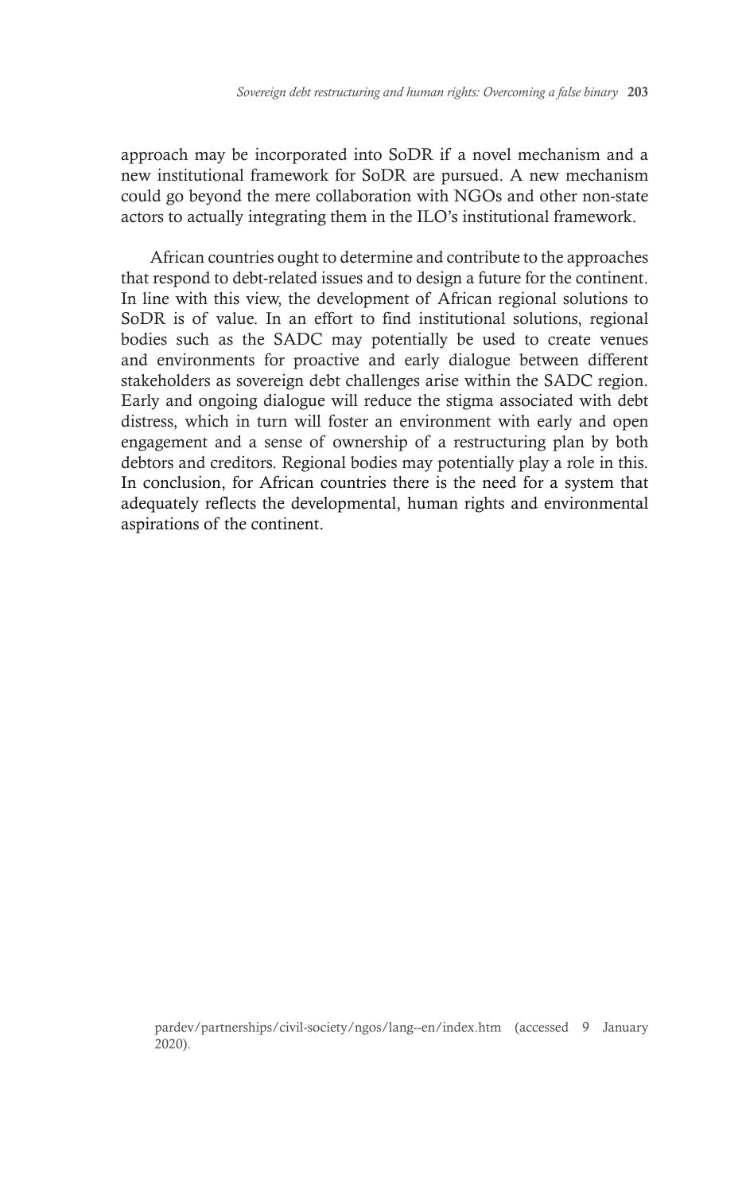approach may be incorporated into SoDR if a novel mechanism and a new institutional framework for SoDR are pursued. A new mechanism could go beyond the mere collaboration with NGOs and other non-state actors to actually integrating them in the ILO's institutional framework.

African countries ought to determine and contribute to the approaches that respond to debt-related issues and to design a future for the continent. In line with this view, the development of African regional solutions to SoDR is of value. In an effort to find institutional solutions, regional bodies such as the SADC may potentially be used to create venues and environments for proactive and early dialogue between different stakeholders as sovereign debt challenges arise within the SADC region. Early and ongoing dialogue will reduce the stigma associated with debt distress, which in turn will foster an environment with early and open engagement and a sense of ownership of a restructuring plan by both debtors and creditors. Regional bodies may potentially play a role in this. In conclusion, for African countries there is the need for a system that adequately reflects the developmental, human rights and environmental aspirations of the continent.

pardev/partnerships/civil-society/ngos/lang--en/index.htm (accessed 9 January 2020).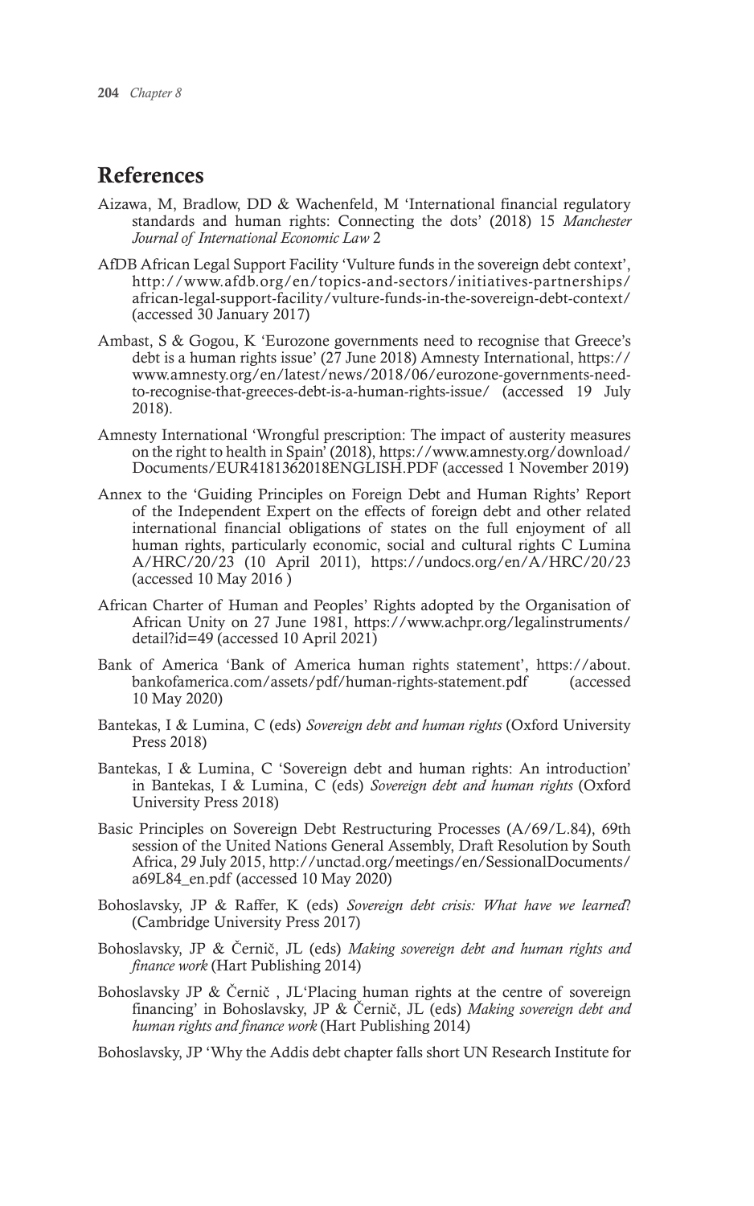## References

Aizawa, M, Bradlow, DD & Wachenfeld, M 'International financial regulatory standards and human rights: Connecting the dots' (2018) 15 *Manchester Journal of International Economic Law* 2

AfDB African Legal Support Facility 'Vulture funds in the sovereign debt context', http://www.afdb.org/en/topics-and-sectors/initiatives-partnerships/african-legal-support-facility/vulture-funds-in-the-sovereign-debt-context/ (accessed 30 January 2017)

Ambast, S & Gogou, K 'Eurozone governments need to recognise that Greece's debt is a human rights issue' (27 June 2018) Amnesty International, https://www.amnesty.org/en/latest/news/2018/06/eurozone-governments-need-to-recognise-that-greeces-debt-is-a-human-rights-issue/ (accessed 19 July 2018).

Amnesty International 'Wrongful prescription: The impact of austerity measures on the right to health in Spain' (2018), https://www.amnesty.org/download/Documents/EUR4181362018ENGLISH.PDF (accessed 1 November 2019)

Annex to the 'Guiding Principles on Foreign Debt and Human Rights' Report of the Independent Expert on the effects of foreign debt and other related international financial obligations of states on the full enjoyment of all human rights, particularly economic, social and cultural rights C Lumina A/HRC/20/23 (10 April 2011), https://undocs.org/en/A/HRC/20/23 (accessed 10 May 2016 )

African Charter of Human and Peoples' Rights adopted by the Organisation of African Unity on 27 June 1981, https://www.achpr.org/legalinstruments/detail?id=49 (accessed 10 April 2021)

Bank of America 'Bank of America human rights statement', https://about.bankofamerica.com/assets/pdf/human-rights-statement.pdf (accessed 10 May 2020)

Bantekas, I & Lumina, C (eds) *Sovereign debt and human rights* (Oxford University Press 2018)

Bantekas, I & Lumina, C 'Sovereign debt and human rights: An introduction' in Bantekas, I & Lumina, C (eds) *Sovereign debt and human rights* (Oxford University Press 2018)

Basic Principles on Sovereign Debt Restructuring Processes (A/69/L.84), 69th session of the United Nations General Assembly, Draft Resolution by South Africa, 29 July 2015, http://unctad.org/meetings/en/SessionalDocuments/a69L84_en.pdf (accessed 10 May 2020)

Bohoslavsky, JP & Raffer, K (eds) *Sovereign debt crisis: What have we learned*? (Cambridge University Press 2017)

Bohoslavsky, JP & Černič, JL (eds) *Making sovereign debt and human rights and finance work* (Hart Publishing 2014)

Bohoslavsky JP & Černič , JL'Placing human rights at the centre of sovereign financing' in Bohoslavsky, JP & Černič, JL (eds) *Making sovereign debt and human rights and finance work* (Hart Publishing 2014)

Bohoslavsky, JP 'Why the Addis debt chapter falls short UN Research Institute for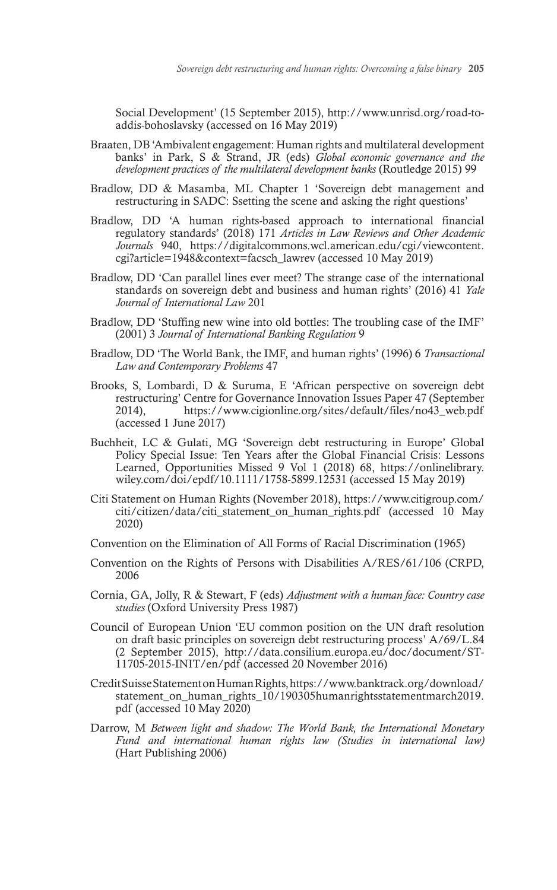Social Development' (15 September 2015), http://www.unrisd.org/road-to-addis-bohoslavsky (accessed on 16 May 2019)

Braaten, DB 'Ambivalent engagement: Human rights and multilateral development banks' in Park, S & Strand, JR (eds) *Global economic governance and the development practices of the multilateral development banks* (Routledge 2015) 99

Bradlow, DD & Masamba, ML Chapter 1 'Sovereign debt management and restructuring in SADC: Ssetting the scene and asking the right questions'

Bradlow, DD 'A human rights-based approach to international financial regulatory standards' (2018) 171 *Articles in Law Reviews and Other Academic Journals* 940, https://digitalcommons.wcl.american.edu/cgi/viewcontent.cgi?article=1948&context=facsch_lawrev (accessed 10 May 2019)

Bradlow, DD 'Can parallel lines ever meet? The strange case of the international standards on sovereign debt and business and human rights' (2016) 41 *Yale Journal of International Law* 201

Bradlow, DD 'Stuffing new wine into old bottles: The troubling case of the IMF' (2001) 3 *Journal of International Banking Regulation* 9

Bradlow, DD 'The World Bank, the IMF, and human rights' (1996) 6 *Transactional Law and Contemporary Problems* 47

Brooks, S, Lombardi, D & Suruma, E 'African perspective on sovereign debt restructuring' Centre for Governance Innovation Issues Paper 47 (September 2014), https://www.cigionline.org/sites/default/files/no43_web.pdf (accessed 1 June 2017)

Buchheit, LC & Gulati, MG 'Sovereign debt restructuring in Europe' Global Policy Special Issue: Ten Years after the Global Financial Crisis: Lessons Learned, Opportunities Missed 9 Vol 1 (2018) 68, https://onlinelibrary.wiley.com/doi/epdf/10.1111/1758-5899.12531 (accessed 15 May 2019)

Citi Statement on Human Rights (November 2018), https://www.citigroup.com/citi/citizen/data/citi_statement_on_human_rights.pdf (accessed 10 May 2020)

Convention on the Elimination of All Forms of Racial Discrimination (1965)

Convention on the Rights of Persons with Disabilities A/RES/61/106 (CRPD, 2006

Cornia, GA, Jolly, R & Stewart, F (eds) *Adjustment with a human face: Country case studies* (Oxford University Press 1987)

Council of European Union 'EU common position on the UN draft resolution on draft basic principles on sovereign debt restructuring process' A/69/L.84 (2 September 2015), http://data.consilium.europa.eu/doc/document/ST-11705-2015-INIT/en/pdf (accessed 20 November 2016)

Credit Suisse Statement on Human Rights, https://www.banktrack.org/download/statement_on_human_rights_10/190305humanrightsstatementmarch2019.pdf (accessed 10 May 2020)

Darrow, M *Between light and shadow: The World Bank, the International Monetary Fund and international human rights law (Studies in international law)* (Hart Publishing 2006)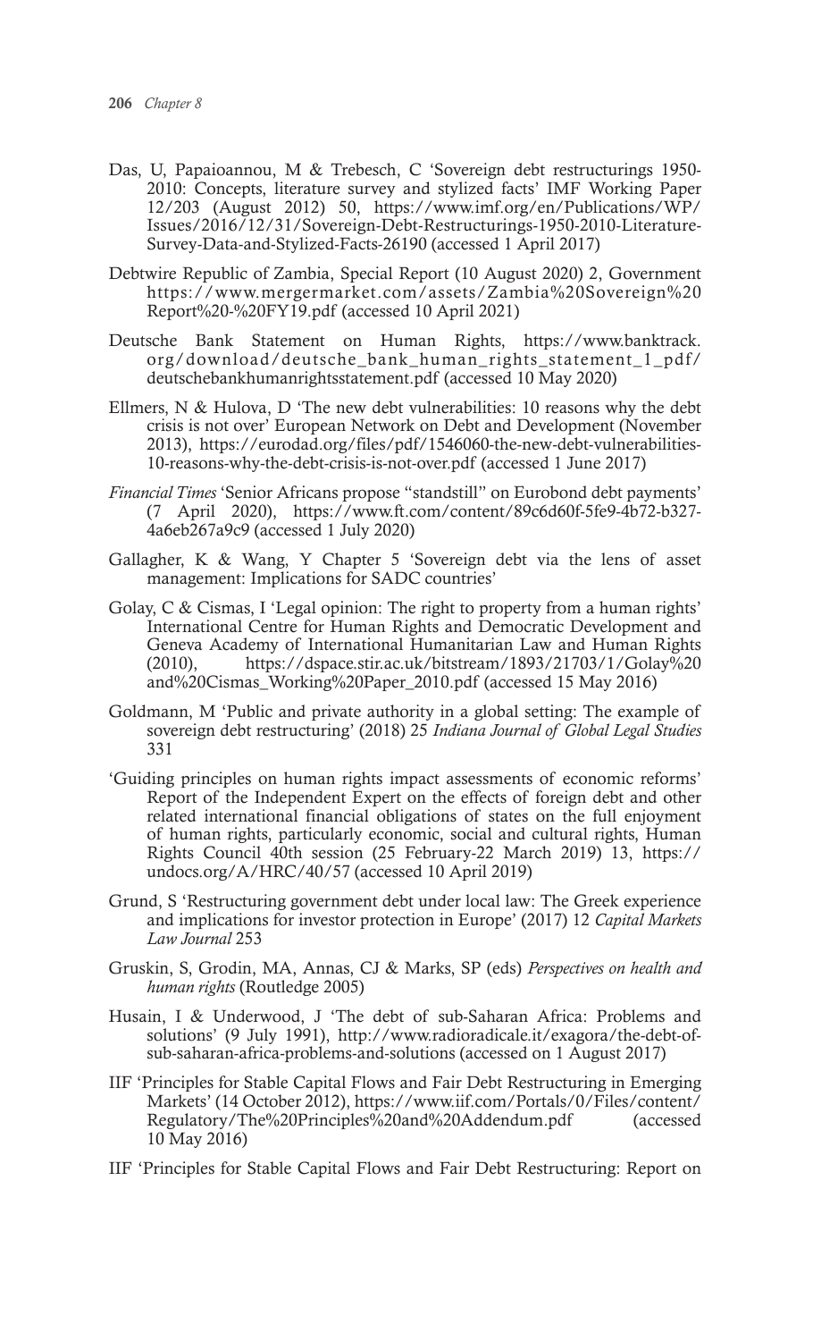Das, U, Papaioannou, M & Trebesch, C 'Sovereign debt restructurings 1950-2010: Concepts, literature survey and stylized facts' IMF Working Paper 12/203 (August 2012) 50, https://www.imf.org/en/Publications/WP/Issues/2016/12/31/Sovereign-Debt-Restructurings-1950-2010-Literature-Survey-Data-and-Stylized-Facts-26190 (accessed 1 April 2017)

Debtwire Republic of Zambia, Special Report (10 August 2020) 2, Government https://www.mergermarket.com/assets/Zambia%20Sovereign%20Report%20-%20FY19.pdf (accessed 10 April 2021)

Deutsche Bank Statement on Human Rights, https://www.banktrack.org/download/deutsche_bank_human_rights_statement_1_pdf/deutschebankhumanrightsstatement.pdf (accessed 10 May 2020)

Ellmers, N & Hulova, D 'The new debt vulnerabilities: 10 reasons why the debt crisis is not over' European Network on Debt and Development (November 2013), https://eurodad.org/files/pdf/1546060-the-new-debt-vulnerabilities-10-reasons-why-the-debt-crisis-is-not-over.pdf (accessed 1 June 2017)

*Financial Times* 'Senior Africans propose "standstill" on Eurobond debt payments' (7 April 2020), https://www.ft.com/content/89c6d60f-5fe9-4b72-b327-4a6eb267a9c9 (accessed 1 July 2020)

Gallagher, K & Wang, Y Chapter 5 'Sovereign debt via the lens of asset management: Implications for SADC countries'

Golay, C & Cismas, I 'Legal opinion: The right to property from a human rights' International Centre for Human Rights and Democratic Development and Geneva Academy of International Humanitarian Law and Human Rights (2010), https://dspace.stir.ac.uk/bitstream/1893/21703/1/Golay%20and%20Cismas_Working%20Paper_2010.pdf (accessed 15 May 2016)

Goldmann, M 'Public and private authority in a global setting: The example of sovereign debt restructuring' (2018) 25 *Indiana Journal of Global Legal Studies* 331

'Guiding principles on human rights impact assessments of economic reforms' Report of the Independent Expert on the effects of foreign debt and other related international financial obligations of states on the full enjoyment of human rights, particularly economic, social and cultural rights, Human Rights Council 40th session (25 February-22 March 2019) 13, https://undocs.org/A/HRC/40/57 (accessed 10 April 2019)

Grund, S 'Restructuring government debt under local law: The Greek experience and implications for investor protection in Europe' (2017) 12 *Capital Markets Law Journal* 253

Gruskin, S, Grodin, MA, Annas, CJ & Marks, SP (eds) *Perspectives on health and human rights* (Routledge 2005)

Husain, I & Underwood, J 'The debt of sub-Saharan Africa: Problems and solutions' (9 July 1991), http://www.radioradicale.it/exagora/the-debt-of-sub-saharan-africa-problems-and-solutions (accessed on 1 August 2017)

IIF 'Principles for Stable Capital Flows and Fair Debt Restructuring in Emerging Markets' (14 October 2012), https://www.iif.com/Portals/0/Files/content/Regulatory/The%20Principles%20and%20Addendum.pdf (accessed 10 May 2016)

IIF 'Principles for Stable Capital Flows and Fair Debt Restructuring: Report on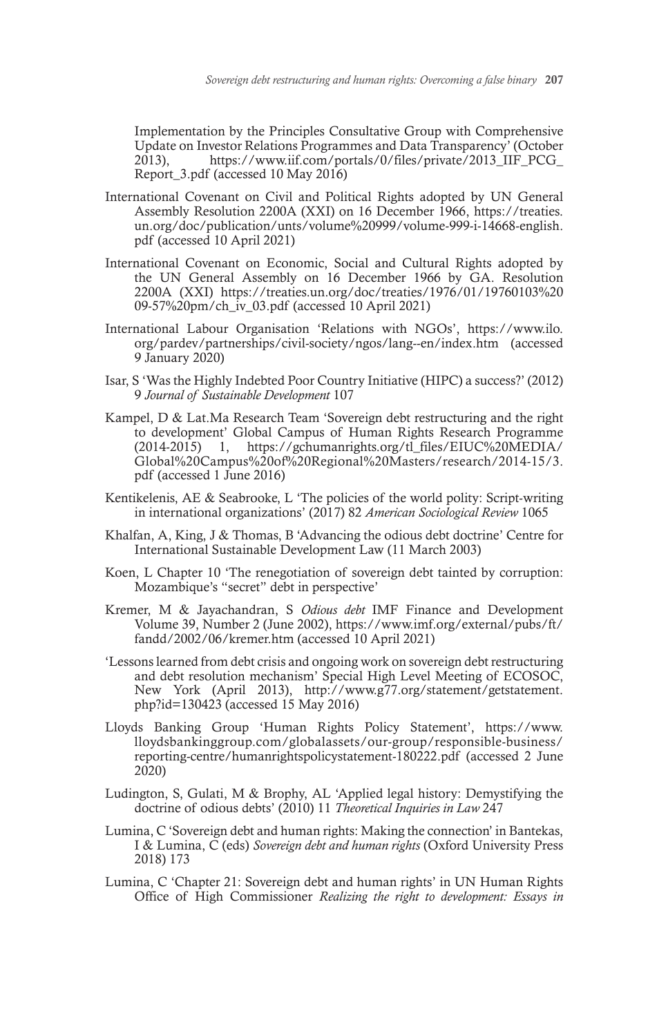Implementation by the Principles Consultative Group with Comprehensive Update on Investor Relations Programmes and Data Transparency' (October 2013), https://www.iif.com/portals/0/files/private/2013_IIF_PCG_Report_3.pdf (accessed 10 May 2016)

International Covenant on Civil and Political Rights adopted by UN General Assembly Resolution 2200A (XXI) on 16 December 1966, https://treaties.un.org/doc/publication/unts/volume%20999/volume-999-i-14668-english.pdf (accessed 10 April 2021)

International Covenant on Economic, Social and Cultural Rights adopted by the UN General Assembly on 16 December 1966 by GA. Resolution 2200A (XXI) https://treaties.un.org/doc/treaties/1976/01/19760103%2009-57%20pm/ch_iv_03.pdf (accessed 10 April 2021)

International Labour Organisation 'Relations with NGOs', https://www.ilo.org/pardev/partnerships/civil-society/ngos/lang--en/index.htm (accessed 9 January 2020)

Isar, S 'Was the Highly Indebted Poor Country Initiative (HIPC) a success?' (2012) 9 *Journal of Sustainable Development* 107

Kampel, D & Lat.Ma Research Team 'Sovereign debt restructuring and the right to development' Global Campus of Human Rights Research Programme (2014-2015) 1, https://gchumanrights.org/tl_files/EIUC%20MEDIA/Global%20Campus%20of%20Regional%20Masters/research/2014-15/3.pdf (accessed 1 June 2016)

Kentikelenis, AE & Seabrooke, L 'The policies of the world polity: Script-writing in international organizations' (2017) 82 *American Sociological Review* 1065

Khalfan, A, King, J & Thomas, B 'Advancing the odious debt doctrine' Centre for International Sustainable Development Law (11 March 2003)

Koen, L Chapter 10 'The renegotiation of sovereign debt tainted by corruption: Mozambique's "secret" debt in perspective'

Kremer, M & Jayachandran, S *Odious debt* IMF Finance and Development Volume 39, Number 2 (June 2002), https://www.imf.org/external/pubs/ft/fandd/2002/06/kremer.htm (accessed 10 April 2021)

'Lessons learned from debt crisis and ongoing work on sovereign debt restructuring and debt resolution mechanism' Special High Level Meeting of ECOSOC, New York (April 2013), http://www.g77.org/statement/getstatement.php?id=130423 (accessed 15 May 2016)

Lloyds Banking Group 'Human Rights Policy Statement', https://www.lloydsbankinggroup.com/globalassets/our-group/responsible-business/reporting-centre/humanrightspolicystatement-180222.pdf (accessed 2 June 2020)

Ludington, S, Gulati, M & Brophy, AL 'Applied legal history: Demystifying the doctrine of odious debts' (2010) 11 *Theoretical Inquiries in Law* 247

Lumina, C 'Sovereign debt and human rights: Making the connection' in Bantekas, I & Lumina, C (eds) *Sovereign debt and human rights* (Oxford University Press 2018) 173

Lumina, C 'Chapter 21: Sovereign debt and human rights' in UN Human Rights Office of High Commissioner *Realizing the right to development: Essays in*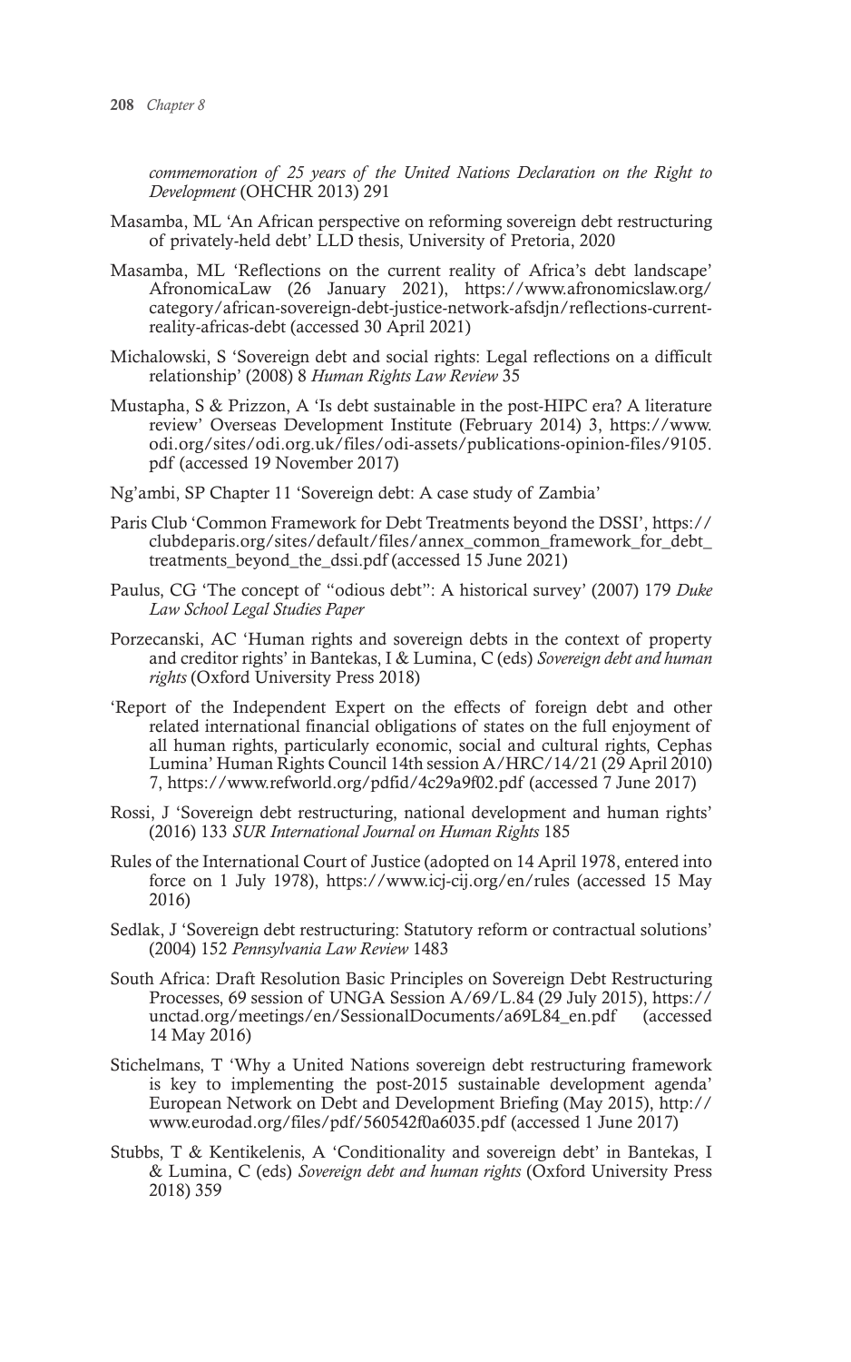*commemoration of 25 years of the United Nations Declaration on the Right to Development* (OHCHR 2013) 291

Masamba, ML 'An African perspective on reforming sovereign debt restructuring of privately-held debt' LLD thesis, University of Pretoria, 2020

Masamba, ML 'Reflections on the current reality of Africa's debt landscape' AfronomicaLaw (26 January 2021), https://www.afronomicslaw.org/category/african-sovereign-debt-justice-network-afsdjn/reflections-current-reality-africas-debt (accessed 30 April 2021)

Michalowski, S 'Sovereign debt and social rights: Legal reflections on a difficult relationship' (2008) 8 *Human Rights Law Review* 35

Mustapha, S & Prizzon, A 'Is debt sustainable in the post-HIPC era? A literature review' Overseas Development Institute (February 2014) 3, https://www.odi.org/sites/odi.org.uk/files/odi-assets/publications-opinion-files/9105.pdf (accessed 19 November 2017)

Ng'ambi, SP Chapter 11 'Sovereign debt: A case study of Zambia'

Paris Club 'Common Framework for Debt Treatments beyond the DSSI', https://clubdeparis.org/sites/default/files/annex_common_framework_for_debt_treatments_beyond_the_dssi.pdf (accessed 15 June 2021)

Paulus, CG 'The concept of "odious debt": A historical survey' (2007) 179 *Duke Law School Legal Studies Paper*

Porzecanski, AC 'Human rights and sovereign debts in the context of property and creditor rights' in Bantekas, I & Lumina, C (eds) *Sovereign debt and human rights* (Oxford University Press 2018)

'Report of the Independent Expert on the effects of foreign debt and other related international financial obligations of states on the full enjoyment of all human rights, particularly economic, social and cultural rights, Cephas Lumina' Human Rights Council 14th session A/HRC/14/21 (29 April 2010) 7, https://www.refworld.org/pdfid/4c29a9f02.pdf (accessed 7 June 2017)

Rossi, J 'Sovereign debt restructuring, national development and human rights' (2016) 133 *SUR International Journal on Human Rights* 185

Rules of the International Court of Justice (adopted on 14 April 1978, entered into force on 1 July 1978), https://www.icj-cij.org/en/rules (accessed 15 May 2016)

Sedlak, J 'Sovereign debt restructuring: Statutory reform or contractual solutions' (2004) 152 *Pennsylvania Law Review* 1483

South Africa: Draft Resolution Basic Principles on Sovereign Debt Restructuring Processes, 69 session of UNGA Session A/69/L.84 (29 July 2015), https://unctad.org/meetings/en/SessionalDocuments/a69L84_en.pdf (accessed 14 May 2016)

Stichelmans, T 'Why a United Nations sovereign debt restructuring framework is key to implementing the post-2015 sustainable development agenda' European Network on Debt and Development Briefing (May 2015), http://www.eurodad.org/files/pdf/560542f0a6035.pdf (accessed 1 June 2017)

Stubbs, T & Kentikelenis, A 'Conditionality and sovereign debt' in Bantekas, I & Lumina, C (eds) *Sovereign debt and human rights* (Oxford University Press 2018) 359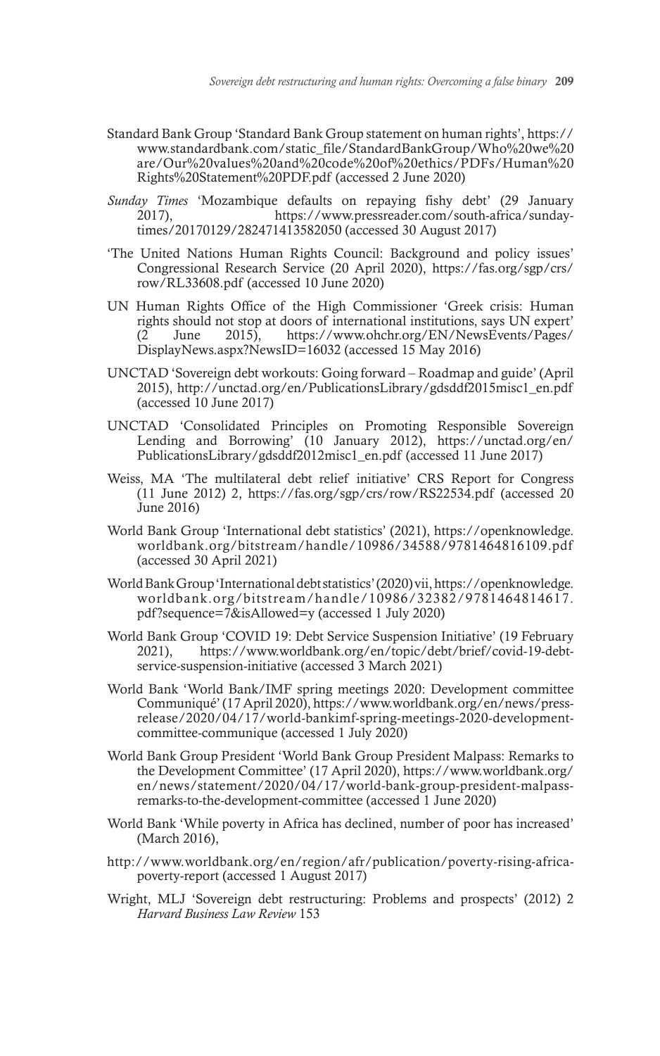Standard Bank Group 'Standard Bank Group statement on human rights', https://www.standardbank.com/static_file/StandardBankGroup/Who%20we%20are/Our%20values%20and%20code%20of%20ethics/PDFs/Human%20Rights%20Statement%20PDF.pdf (accessed 2 June 2020)

*Sunday Times* 'Mozambique defaults on repaying fishy debt' (29 January 2017), https://www.pressreader.com/south-africa/sunday-times/20170129/282471413582050 (accessed 30 August 2017)

'The United Nations Human Rights Council: Background and policy issues' Congressional Research Service (20 April 2020), https://fas.org/sgp/crs/row/RL33608.pdf (accessed 10 June 2020)

UN Human Rights Office of the High Commissioner 'Greek crisis: Human rights should not stop at doors of international institutions, says UN expert' (2 June 2015), https://www.ohchr.org/EN/NewsEvents/Pages/DisplayNews.aspx?NewsID=16032 (accessed 15 May 2016)

UNCTAD 'Sovereign debt workouts: Going forward – Roadmap and guide' (April 2015), http://unctad.org/en/PublicationsLibrary/gdsddf2015misc1_en.pdf (accessed 10 June 2017)

UNCTAD 'Consolidated Principles on Promoting Responsible Sovereign Lending and Borrowing' (10 January 2012), https://unctad.org/en/PublicationsLibrary/gdsddf2012misc1_en.pdf (accessed 11 June 2017)

Weiss, MA 'The multilateral debt relief initiative' CRS Report for Congress (11 June 2012) 2, https://fas.org/sgp/crs/row/RS22534.pdf (accessed 20 June 2016)

World Bank Group 'International debt statistics' (2021), https://openknowledge.worldbank.org/bitstream/handle/10986/34588/9781464816109.pdf (accessed 30 April 2021)

World Bank Group 'International debt statistics' (2020) vii, https://openknowledge.worldbank.org/bitstream/handle/10986/32382/9781464814617.pdf?sequence=7&isAllowed=y (accessed 1 July 2020)

World Bank Group 'COVID 19: Debt Service Suspension Initiative' (19 February 2021), https://www.worldbank.org/en/topic/debt/brief/covid-19-debt-service-suspension-initiative (accessed 3 March 2021)

World Bank 'World Bank/IMF spring meetings 2020: Development committee Communiqué' (17 April 2020), https://www.worldbank.org/en/news/press-release/2020/04/17/world-bankimf-spring-meetings-2020-development-committee-communique (accessed 1 July 2020)

World Bank Group President 'World Bank Group President Malpass: Remarks to the Development Committee' (17 April 2020), https://www.worldbank.org/en/news/statement/2020/04/17/world-bank-group-president-malpass-remarks-to-the-development-committee (accessed 1 June 2020)

World Bank 'While poverty in Africa has declined, number of poor has increased' (March 2016),

http://www.worldbank.org/en/region/afr/publication/poverty-rising-africa-poverty-report (accessed 1 August 2017)

Wright, MLJ 'Sovereign debt restructuring: Problems and prospects' (2012) 2 *Harvard Business Law Review* 153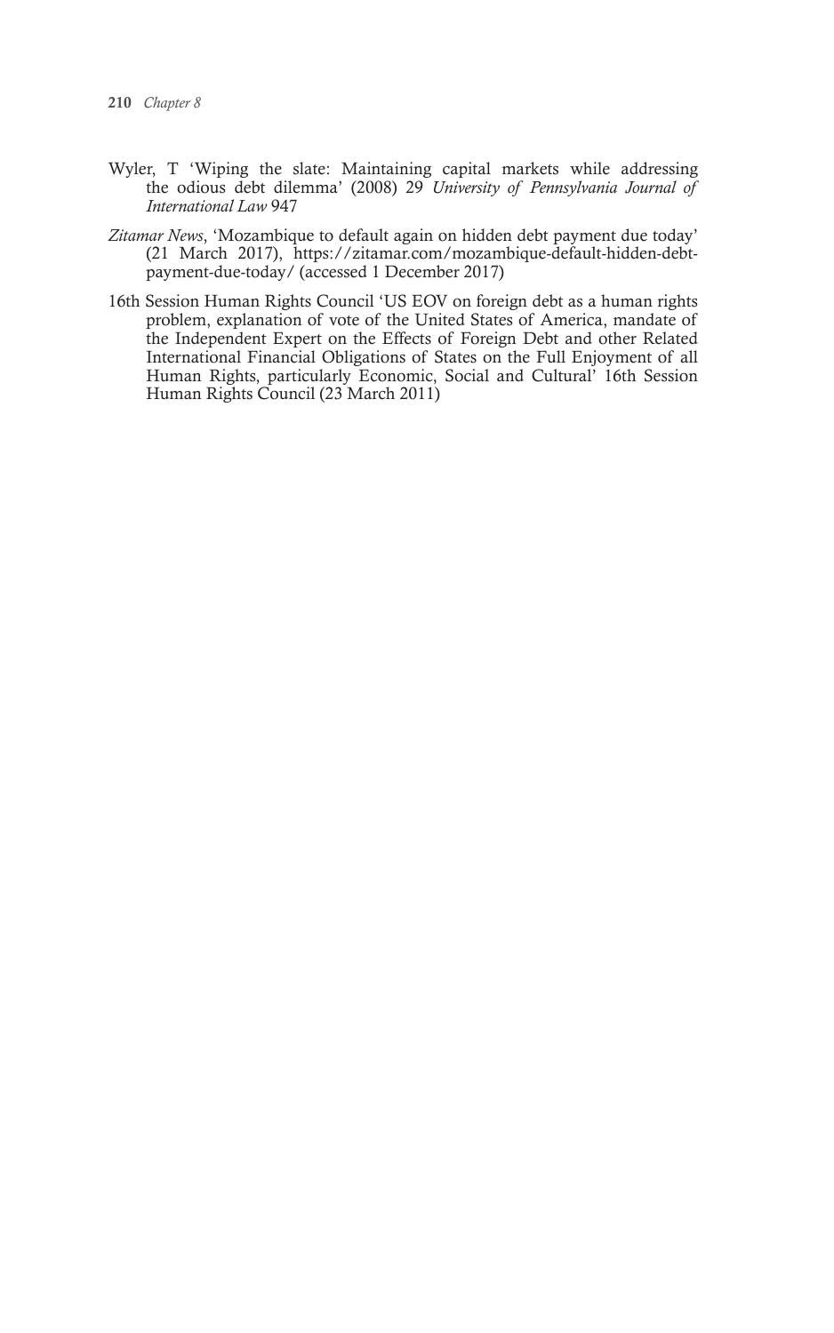Wyler, T 'Wiping the slate: Maintaining capital markets while addressing the odious debt dilemma' (2008) 29 *University of Pennsylvania Journal of International Law* 947

*Zitamar News*, 'Mozambique to default again on hidden debt payment due today' (21 March 2017), https://zitamar.com/mozambique-default-hidden-debt-payment-due-today/ (accessed 1 December 2017)

16th Session Human Rights Council 'US EOV on foreign debt as a human rights problem, explanation of vote of the United States of America, mandate of the Independent Expert on the Effects of Foreign Debt and other Related International Financial Obligations of States on the Full Enjoyment of all Human Rights, particularly Economic, Social and Cultural' 16th Session Human Rights Council (23 March 2011)